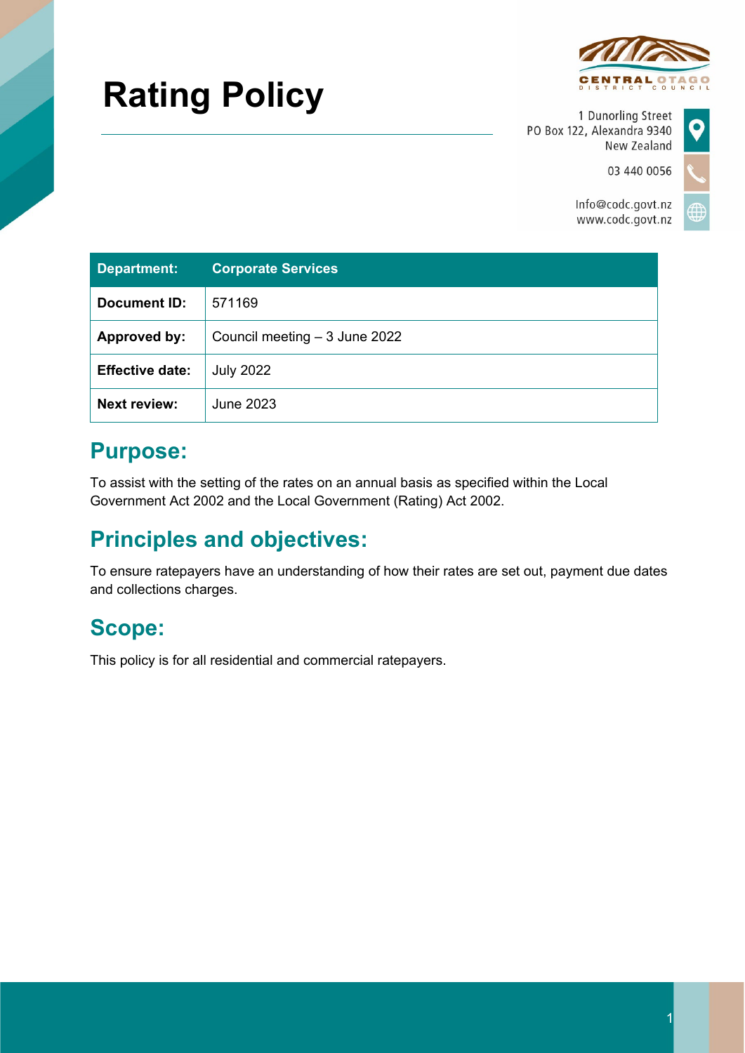# Rating Policy

1 Dunorling Street
PO Box 122, Alexandra 9340
New Zealand

03 440 0056

Info@codc.govt.nz
www.codc.govt.nz

| Department: | Corporate Services |
|---|---|
| Document ID: | 571169 |
| Approved by: | Council meeting – 3 June 2022 |
| Effective date: | July 2022 |
| Next review: | June 2023 |

## Purpose:

To assist with the setting of the rates on an annual basis as specified within the Local Government Act 2002 and the Local Government (Rating) Act 2002.

## Principles and objectives:

To ensure ratepayers have an understanding of how their rates are set out, payment due dates and collections charges.

## Scope:

This policy is for all residential and commercial ratepayers.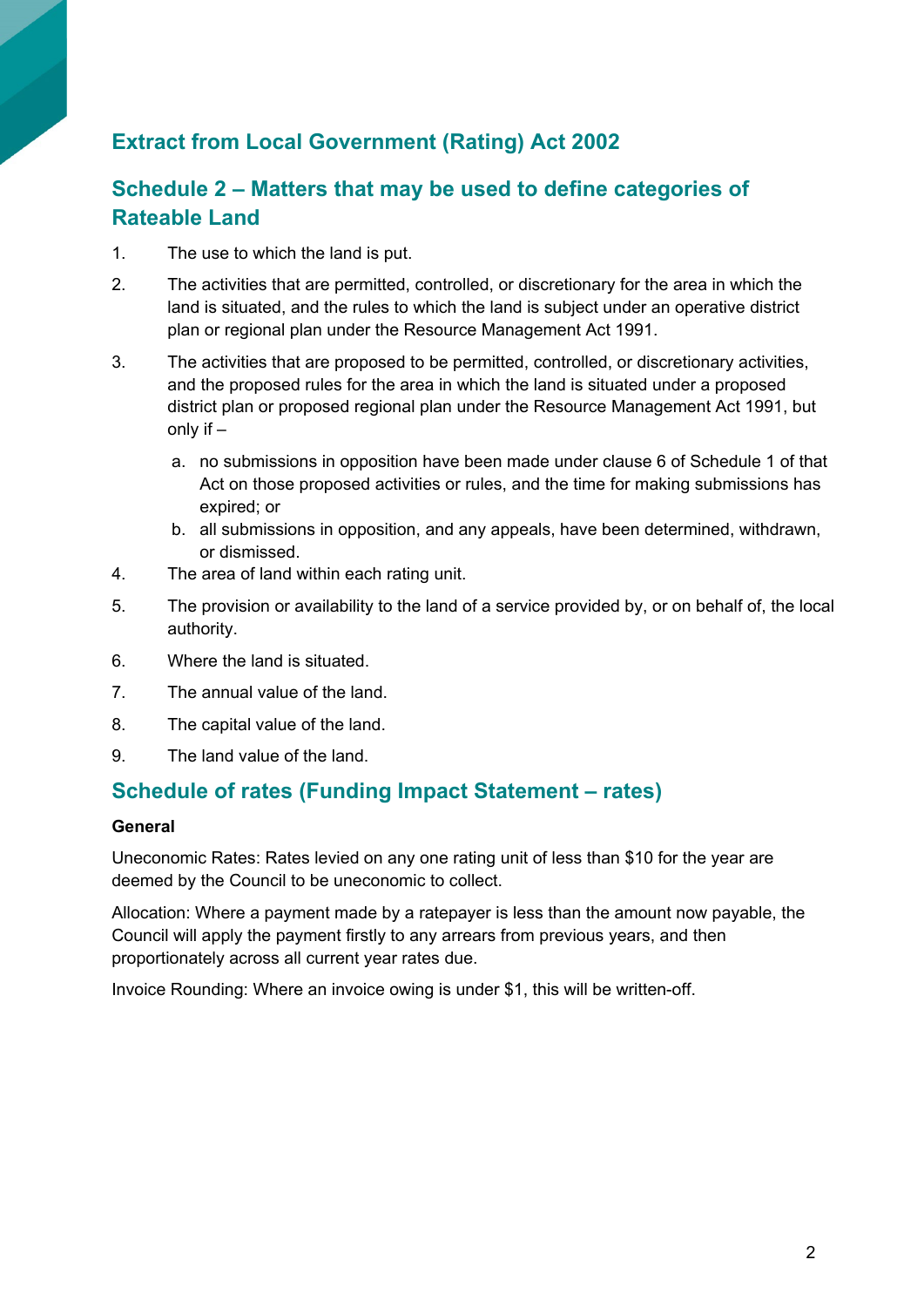## Extract from Local Government (Rating) Act 2002

## Schedule 2 – Matters that may be used to define categories of Rateable Land

1. The use to which the land is put.
2. The activities that are permitted, controlled, or discretionary for the area in which the land is situated, and the rules to which the land is subject under an operative district plan or regional plan under the Resource Management Act 1991.
3. The activities that are proposed to be permitted, controlled, or discretionary activities, and the proposed rules for the area in which the land is situated under a proposed district plan or proposed regional plan under the Resource Management Act 1991, but only if –
    a. no submissions in opposition have been made under clause 6 of Schedule 1 of that Act on those proposed activities or rules, and the time for making submissions has expired; or
    b. all submissions in opposition, and any appeals, have been determined, withdrawn, or dismissed.
4. The area of land within each rating unit.
5. The provision or availability to the land of a service provided by, or on behalf of, the local authority.
6. Where the land is situated.
7. The annual value of the land.
8. The capital value of the land.
9. The land value of the land.

## Schedule of rates (Funding Impact Statement – rates)

**General**

Uneconomic Rates: Rates levied on any one rating unit of less than $10 for the year are deemed by the Council to be uneconomic to collect.

Allocation: Where a payment made by a ratepayer is less than the amount now payable, the Council will apply the payment firstly to any arrears from previous years, and then proportionately across all current year rates due.

Invoice Rounding: Where an invoice owing is under $1, this will be written-off.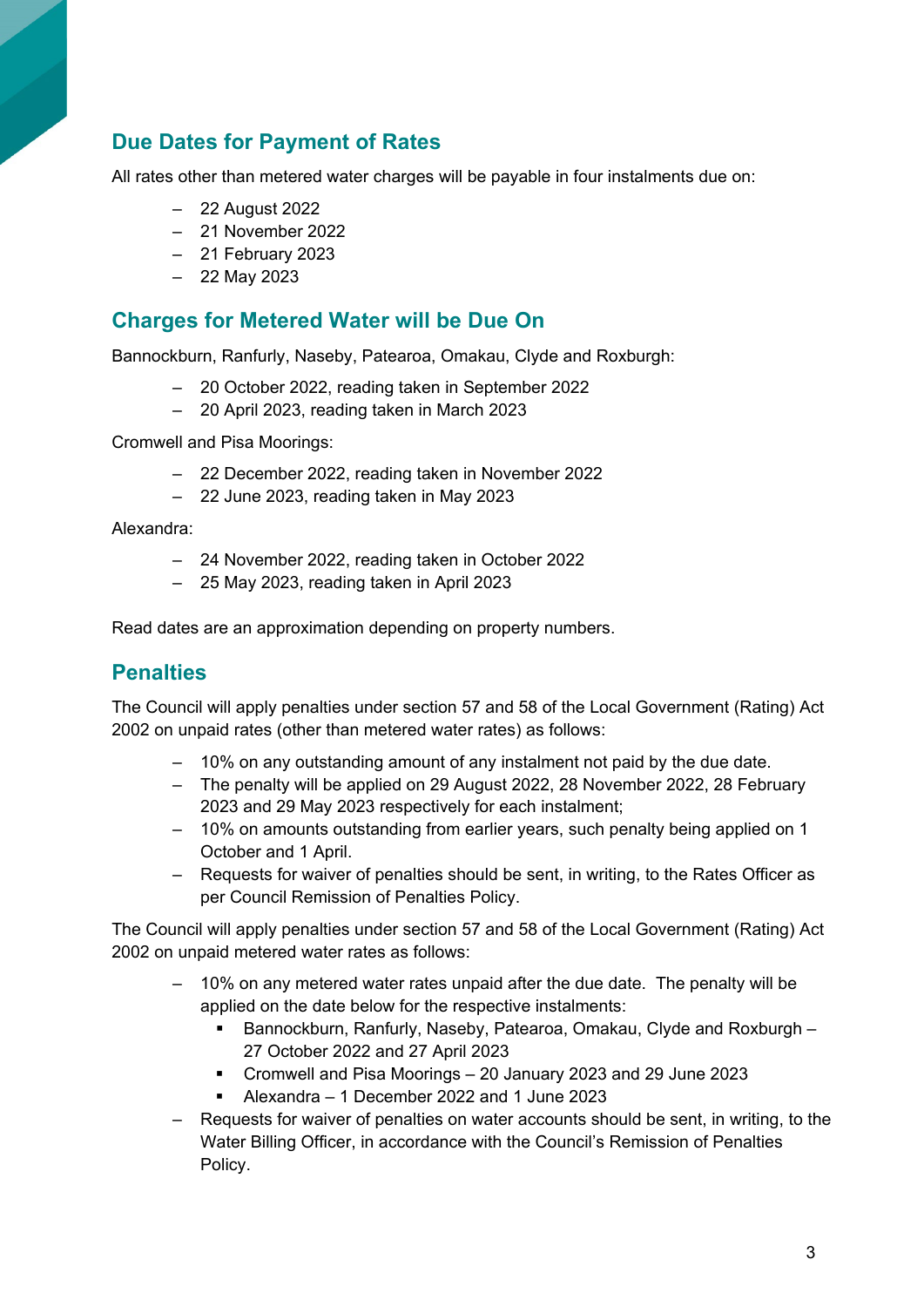## Due Dates for Payment of Rates

All rates other than metered water charges will be payable in four instalments due on:

- 22 August 2022
- 21 November 2022
- 21 February 2023
- 22 May 2023

## Charges for Metered Water will be Due On

Bannockburn, Ranfurly, Naseby, Patearoa, Omakau, Clyde and Roxburgh:

- 20 October 2022, reading taken in September 2022
- 20 April 2023, reading taken in March 2023

Cromwell and Pisa Moorings:

- 22 December 2022, reading taken in November 2022
- 22 June 2023, reading taken in May 2023

Alexandra:

- 24 November 2022, reading taken in October 2022
- 25 May 2023, reading taken in April 2023

Read dates are an approximation depending on property numbers.

## Penalties

The Council will apply penalties under section 57 and 58 of the Local Government (Rating) Act 2002 on unpaid rates (other than metered water rates) as follows:

- 10% on any outstanding amount of any instalment not paid by the due date.
- The penalty will be applied on 29 August 2022, 28 November 2022, 28 February 2023 and 29 May 2023 respectively for each instalment;
- 10% on amounts outstanding from earlier years, such penalty being applied on 1 October and 1 April.
- Requests for waiver of penalties should be sent, in writing, to the Rates Officer as per Council Remission of Penalties Policy.

The Council will apply penalties under section 57 and 58 of the Local Government (Rating) Act 2002 on unpaid metered water rates as follows:

- 10% on any metered water rates unpaid after the due date. The penalty will be applied on the date below for the respective instalments:
  - Bannockburn, Ranfurly, Naseby, Patearoa, Omakau, Clyde and Roxburgh – 27 October 2022 and 27 April 2023
  - Cromwell and Pisa Moorings – 20 January 2023 and 29 June 2023
  - Alexandra – 1 December 2022 and 1 June 2023
- Requests for waiver of penalties on water accounts should be sent, in writing, to the Water Billing Officer, in accordance with the Council's Remission of Penalties Policy.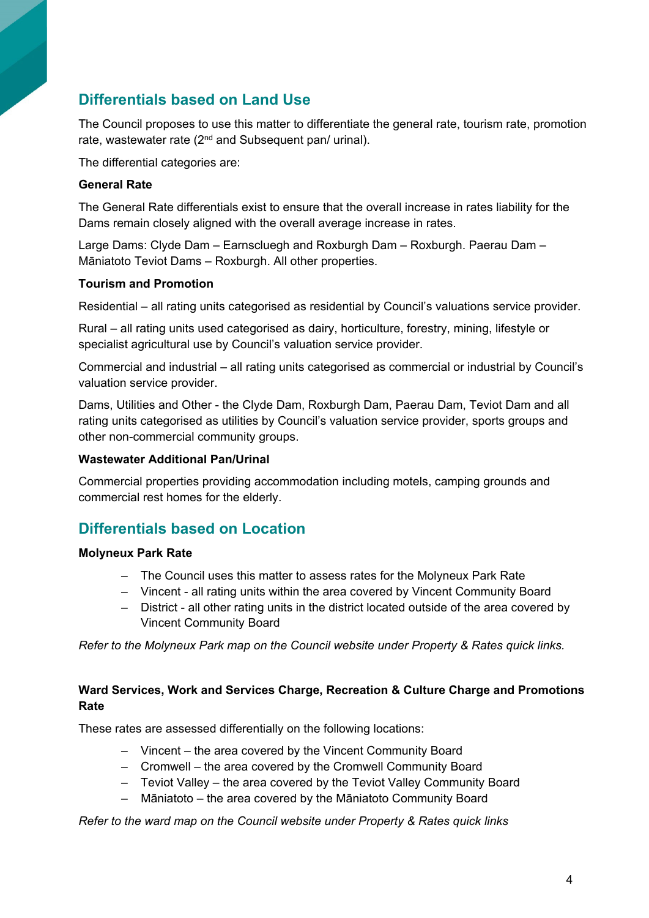## Differentials based on Land Use

The Council proposes to use this matter to differentiate the general rate, tourism rate, promotion rate, wastewater rate (2nd and Subsequent pan/ urinal).

The differential categories are:

**General Rate**

The General Rate differentials exist to ensure that the overall increase in rates liability for the Dams remain closely aligned with the overall average increase in rates.

Large Dams: Clyde Dam – Earnscluegh and Roxburgh Dam – Roxburgh. Paerau Dam – Māniatoto Teviot Dams – Roxburgh. All other properties.

**Tourism and Promotion**

Residential – all rating units categorised as residential by Council's valuations service provider.

Rural – all rating units used categorised as dairy, horticulture, forestry, mining, lifestyle or specialist agricultural use by Council's valuation service provider.

Commercial and industrial – all rating units categorised as commercial or industrial by Council's valuation service provider.

Dams, Utilities and Other - the Clyde Dam, Roxburgh Dam, Paerau Dam, Teviot Dam and all rating units categorised as utilities by Council's valuation service provider, sports groups and other non-commercial community groups.

**Wastewater Additional Pan/Urinal**

Commercial properties providing accommodation including motels, camping grounds and commercial rest homes for the elderly.

## Differentials based on Location

**Molyneux Park Rate**

- The Council uses this matter to assess rates for the Molyneux Park Rate
- Vincent - all rating units within the area covered by Vincent Community Board
- District - all other rating units in the district located outside of the area covered by Vincent Community Board

*Refer to the Molyneux Park map on the Council website under Property & Rates quick links.*

**Ward Services, Work and Services Charge, Recreation & Culture Charge and Promotions Rate**

These rates are assessed differentially on the following locations:

- Vincent – the area covered by the Vincent Community Board
- Cromwell – the area covered by the Cromwell Community Board
- Teviot Valley – the area covered by the Teviot Valley Community Board
- Māniatoto – the area covered by the Māniatoto Community Board

*Refer to the ward map on the Council website under Property & Rates quick links*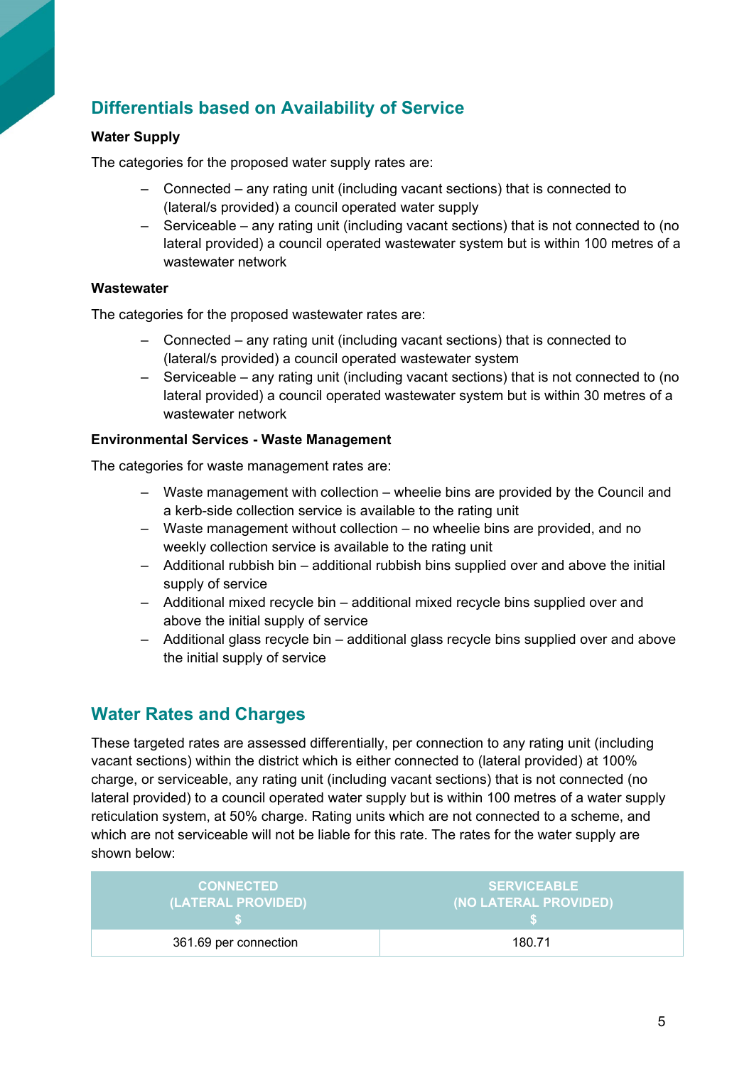## Differentials based on Availability of Service

**Water Supply**

The categories for the proposed water supply rates are:

- Connected – any rating unit (including vacant sections) that is connected to (lateral/s provided) a council operated water supply
- Serviceable – any rating unit (including vacant sections) that is not connected to (no lateral provided) a council operated wastewater system but is within 100 metres of a wastewater network

**Wastewater**

The categories for the proposed wastewater rates are:

- Connected – any rating unit (including vacant sections) that is connected to (lateral/s provided) a council operated wastewater system
- Serviceable – any rating unit (including vacant sections) that is not connected to (no lateral provided) a council operated wastewater system but is within 30 metres of a wastewater network

**Environmental Services - Waste Management**

The categories for waste management rates are:

- Waste management with collection – wheelie bins are provided by the Council and a kerb-side collection service is available to the rating unit
- Waste management without collection – no wheelie bins are provided, and no weekly collection service is available to the rating unit
- Additional rubbish bin – additional rubbish bins supplied over and above the initial supply of service
- Additional mixed recycle bin – additional mixed recycle bins supplied over and above the initial supply of service
- Additional glass recycle bin – additional glass recycle bins supplied over and above the initial supply of service

## Water Rates and Charges

These targeted rates are assessed differentially, per connection to any rating unit (including vacant sections) within the district which is either connected to (lateral provided) at 100% charge, or serviceable, any rating unit (including vacant sections) that is not connected (no lateral provided) to a council operated water supply but is within 100 metres of a water supply reticulation system, at 50% charge. Rating units which are not connected to a scheme, and which are not serviceable will not be liable for this rate. The rates for the water supply are shown below:

| CONNECTED (LATERAL PROVIDED) $ | SERVICEABLE (NO LATERAL PROVIDED) $ |
|---|---|
| 361.69 per connection | 180.71 |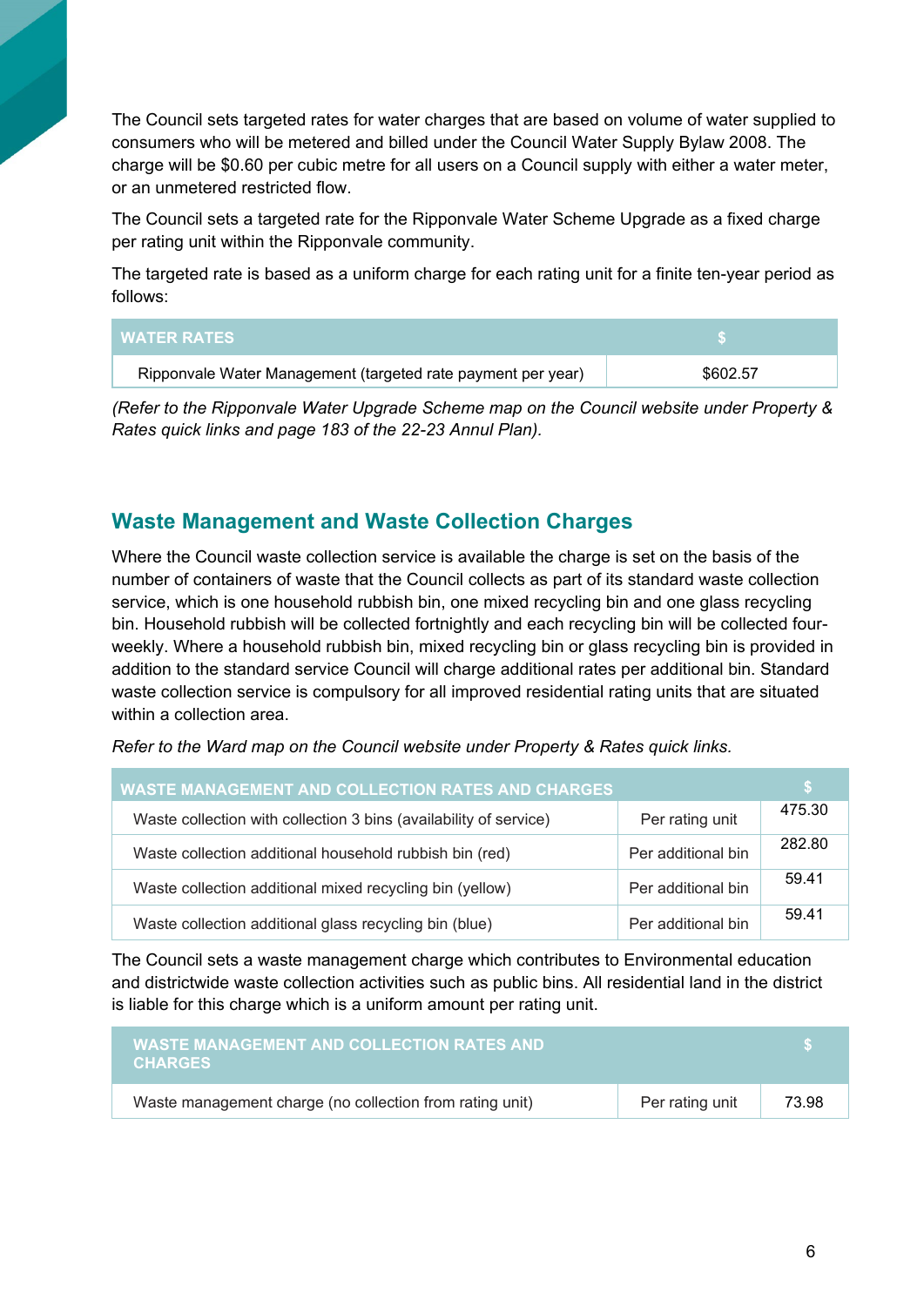The Council sets targeted rates for water charges that are based on volume of water supplied to consumers who will be metered and billed under the Council Water Supply Bylaw 2008. The charge will be $0.60 per cubic metre for all users on a Council supply with either a water meter, or an unmetered restricted flow.

The Council sets a targeted rate for the Ripponvale Water Scheme Upgrade as a fixed charge per rating unit within the Ripponvale community.

The targeted rate is based as a uniform charge for each rating unit for a finite ten-year period as follows:

| WATER RATES | $ |
|---|---|
| Ripponvale Water Management (targeted rate payment per year) | $602.57 |

*(Refer to the Ripponvale Water Upgrade Scheme map on the Council website under Property & Rates quick links and page 183 of the 22-23 Annul Plan).*

## Waste Management and Waste Collection Charges

Where the Council waste collection service is available the charge is set on the basis of the number of containers of waste that the Council collects as part of its standard waste collection service, which is one household rubbish bin, one mixed recycling bin and one glass recycling bin. Household rubbish will be collected fortnightly and each recycling bin will be collected four-weekly. Where a household rubbish bin, mixed recycling bin or glass recycling bin is provided in addition to the standard service Council will charge additional rates per additional bin. Standard waste collection service is compulsory for all improved residential rating units that are situated within a collection area.

*Refer to the Ward map on the Council website under Property & Rates quick links.*

| WASTE MANAGEMENT AND COLLECTION RATES AND CHARGES | | $ |
|---|---|---|
| Waste collection with collection 3 bins (availability of service) | Per rating unit | 475.30 |
| Waste collection additional household rubbish bin (red) | Per additional bin | 282.80 |
| Waste collection additional mixed recycling bin (yellow) | Per additional bin | 59.41 |
| Waste collection additional glass recycling bin (blue) | Per additional bin | 59.41 |

The Council sets a waste management charge which contributes to Environmental education and districtwide waste collection activities such as public bins. All residential land in the district is liable for this charge which is a uniform amount per rating unit.

| WASTE MANAGEMENT AND COLLECTION RATES AND CHARGES | | $ |
|---|---|---|
| Waste management charge (no collection from rating unit) | Per rating unit | 73.98 |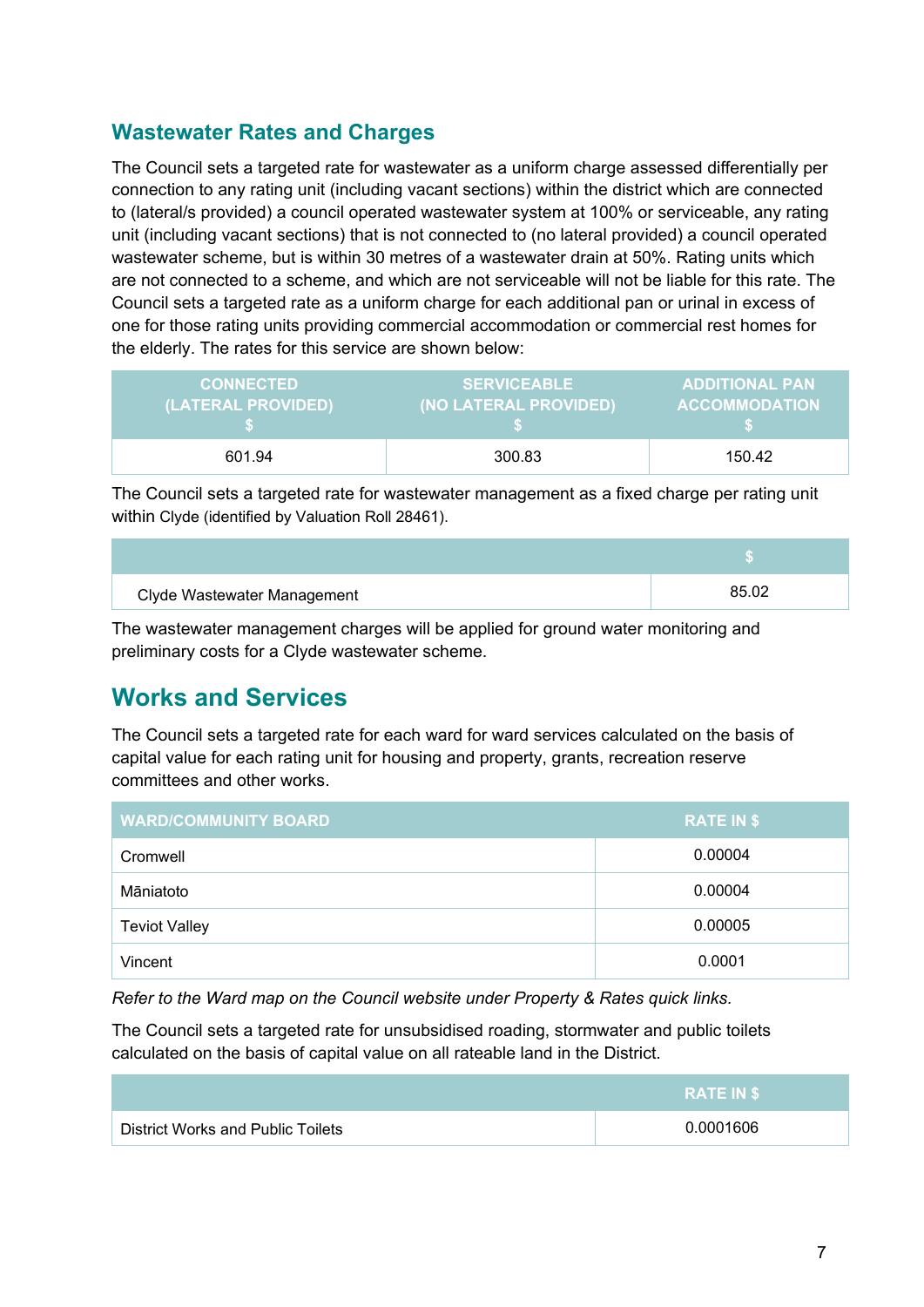## Wastewater Rates and Charges

The Council sets a targeted rate for wastewater as a uniform charge assessed differentially per connection to any rating unit (including vacant sections) within the district which are connected to (lateral/s provided) a council operated wastewater system at 100% or serviceable, any rating unit (including vacant sections) that is not connected to (no lateral provided) a council operated wastewater scheme, but is within 30 metres of a wastewater drain at 50%. Rating units which are not connected to a scheme, and which are not serviceable will not be liable for this rate. The Council sets a targeted rate as a uniform charge for each additional pan or urinal in excess of one for those rating units providing commercial accommodation or commercial rest homes for the elderly. The rates for this service are shown below:

| CONNECTED (LATERAL PROVIDED) $ | SERVICEABLE (NO LATERAL PROVIDED) $ | ADDITIONAL PAN ACCOMMODATION $ |
|---|---|---|
| 601.94 | 300.83 | 150.42 |

The Council sets a targeted rate for wastewater management as a fixed charge per rating unit within Clyde (identified by Valuation Roll 28461).

| | $ |
|---|---|
| Clyde Wastewater Management | 85.02 |

The wastewater management charges will be applied for ground water monitoring and preliminary costs for a Clyde wastewater scheme.

## Works and Services

The Council sets a targeted rate for each ward for ward services calculated on the basis of capital value for each rating unit for housing and property, grants, recreation reserve committees and other works.

| WARD/COMMUNITY BOARD | RATE IN $ |
|---|---|
| Cromwell | 0.00004 |
| Māniatoto | 0.00004 |
| Teviot Valley | 0.00005 |
| Vincent | 0.0001 |

*Refer to the Ward map on the Council website under Property & Rates quick links.*

The Council sets a targeted rate for unsubsidised roading, stormwater and public toilets calculated on the basis of capital value on all rateable land in the District.

| | RATE IN $ |
|---|---|
| District Works and Public Toilets | 0.0001606 |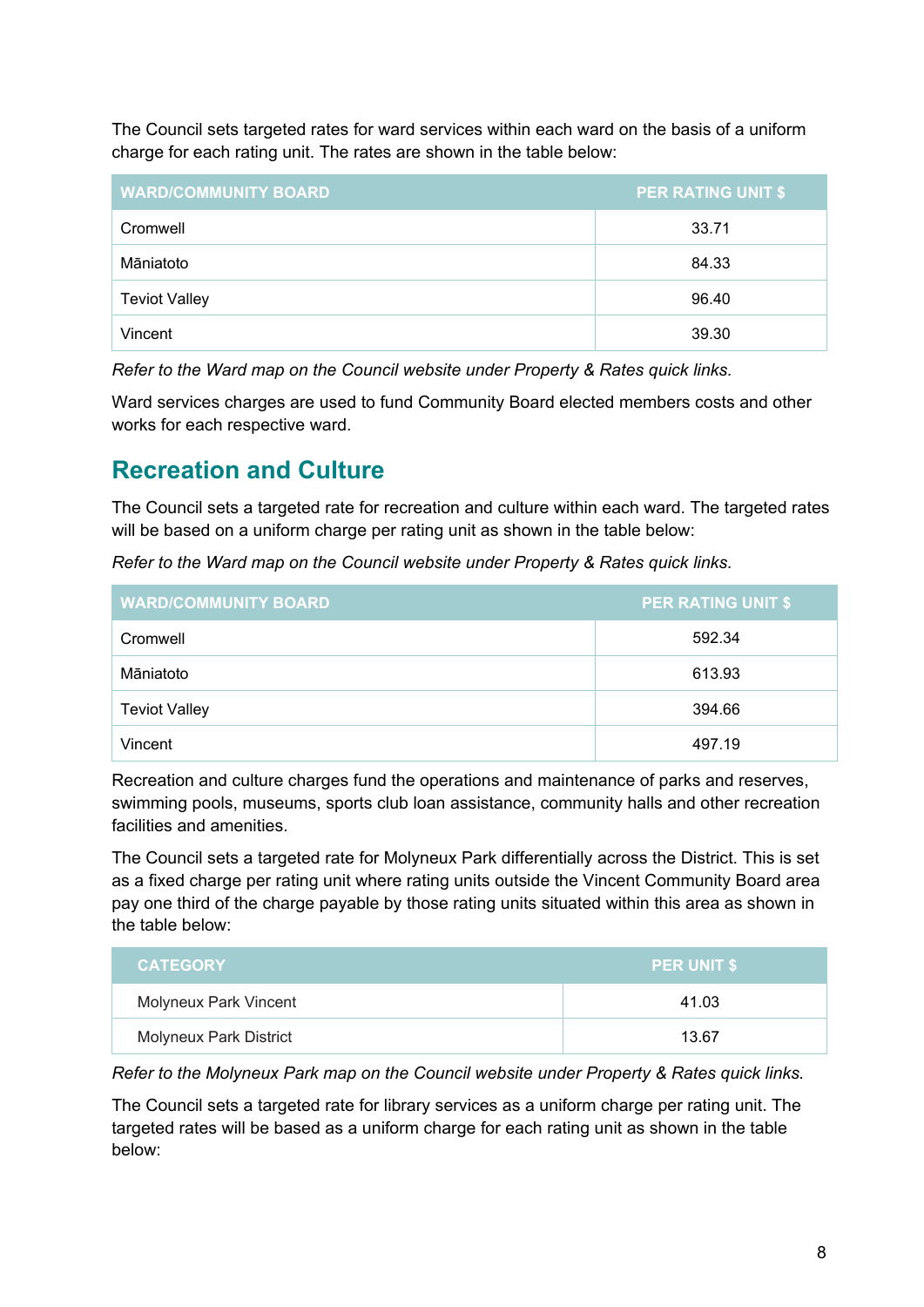The Council sets targeted rates for ward services within each ward on the basis of a uniform charge for each rating unit. The rates are shown in the table below:

| WARD/COMMUNITY BOARD | PER RATING UNIT $ |
| --- | --- |
| Cromwell | 33.71 |
| Māniatoto | 84.33 |
| Teviot Valley | 96.40 |
| Vincent | 39.30 |

*Refer to the Ward map on the Council website under Property & Rates quick links.*

Ward services charges are used to fund Community Board elected members costs and other works for each respective ward.

## Recreation and Culture

The Council sets a targeted rate for recreation and culture within each ward. The targeted rates will be based on a uniform charge per rating unit as shown in the table below:

*Refer to the Ward map on the Council website under Property & Rates quick links.*

| WARD/COMMUNITY BOARD | PER RATING UNIT $ |
| --- | --- |
| Cromwell | 592.34 |
| Māniatoto | 613.93 |
| Teviot Valley | 394.66 |
| Vincent | 497.19 |

Recreation and culture charges fund the operations and maintenance of parks and reserves, swimming pools, museums, sports club loan assistance, community halls and other recreation facilities and amenities.

The Council sets a targeted rate for Molyneux Park differentially across the District. This is set as a fixed charge per rating unit where rating units outside the Vincent Community Board area pay one third of the charge payable by those rating units situated within this area as shown in the table below:

| CATEGORY | PER UNIT $ |
| --- | --- |
| Molyneux Park Vincent | 41.03 |
| Molyneux Park District | 13.67 |

*Refer to the Molyneux Park map on the Council website under Property & Rates quick links.*

The Council sets a targeted rate for library services as a uniform charge per rating unit. The targeted rates will be based as a uniform charge for each rating unit as shown in the table below: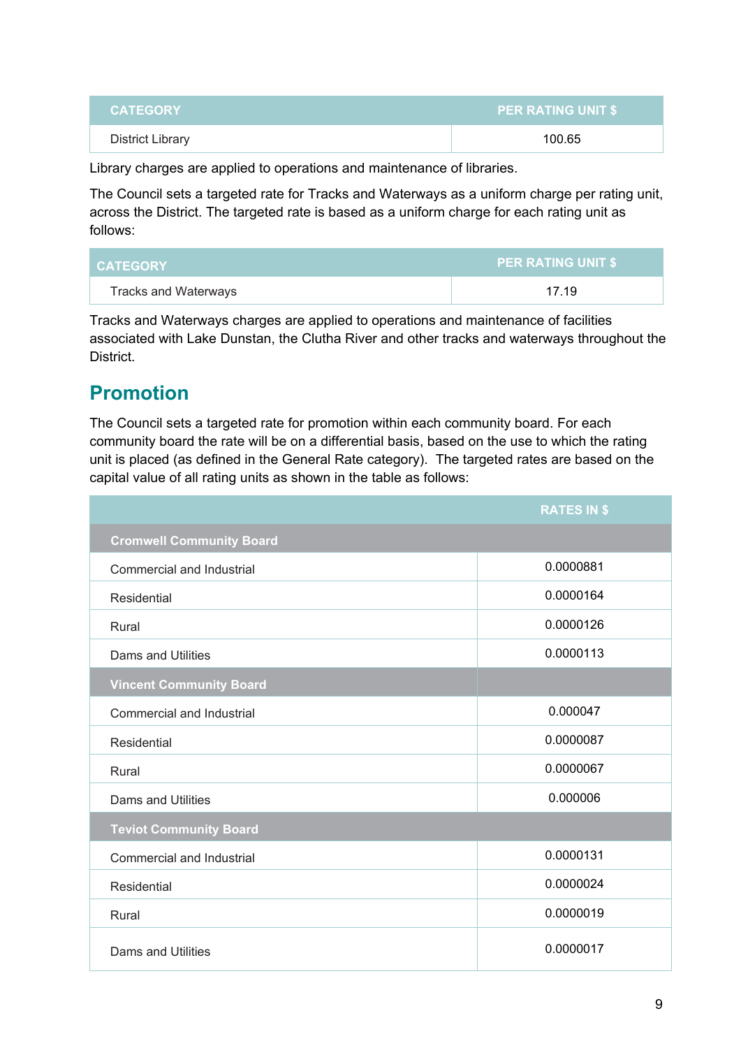| CATEGORY | PER RATING UNIT $ |
|---|---|
| District Library | 100.65 |

Library charges are applied to operations and maintenance of libraries.

The Council sets a targeted rate for Tracks and Waterways as a uniform charge per rating unit, across the District. The targeted rate is based as a uniform charge for each rating unit as follows:

| CATEGORY | PER RATING UNIT $ |
|---|---|
| Tracks and Waterways | 17.19 |

Tracks and Waterways charges are applied to operations and maintenance of facilities associated with Lake Dunstan, the Clutha River and other tracks and waterways throughout the District.

## Promotion

The Council sets a targeted rate for promotion within each community board. For each community board the rate will be on a differential basis, based on the use to which the rating unit is placed (as defined in the General Rate category). The targeted rates are based on the capital value of all rating units as shown in the table as follows:

| | RATES IN $ |
|---|---|
| **Cromwell Community Board** | |
| Commercial and Industrial | 0.0000881 |
| Residential | 0.0000164 |
| Rural | 0.0000126 |
| Dams and Utilities | 0.0000113 |
| **Vincent Community Board** | |
| Commercial and Industrial | 0.000047 |
| Residential | 0.0000087 |
| Rural | 0.0000067 |
| Dams and Utilities | 0.000006 |
| **Teviot Community Board** | |
| Commercial and Industrial | 0.0000131 |
| Residential | 0.0000024 |
| Rural | 0.0000019 |
| Dams and Utilities | 0.0000017 |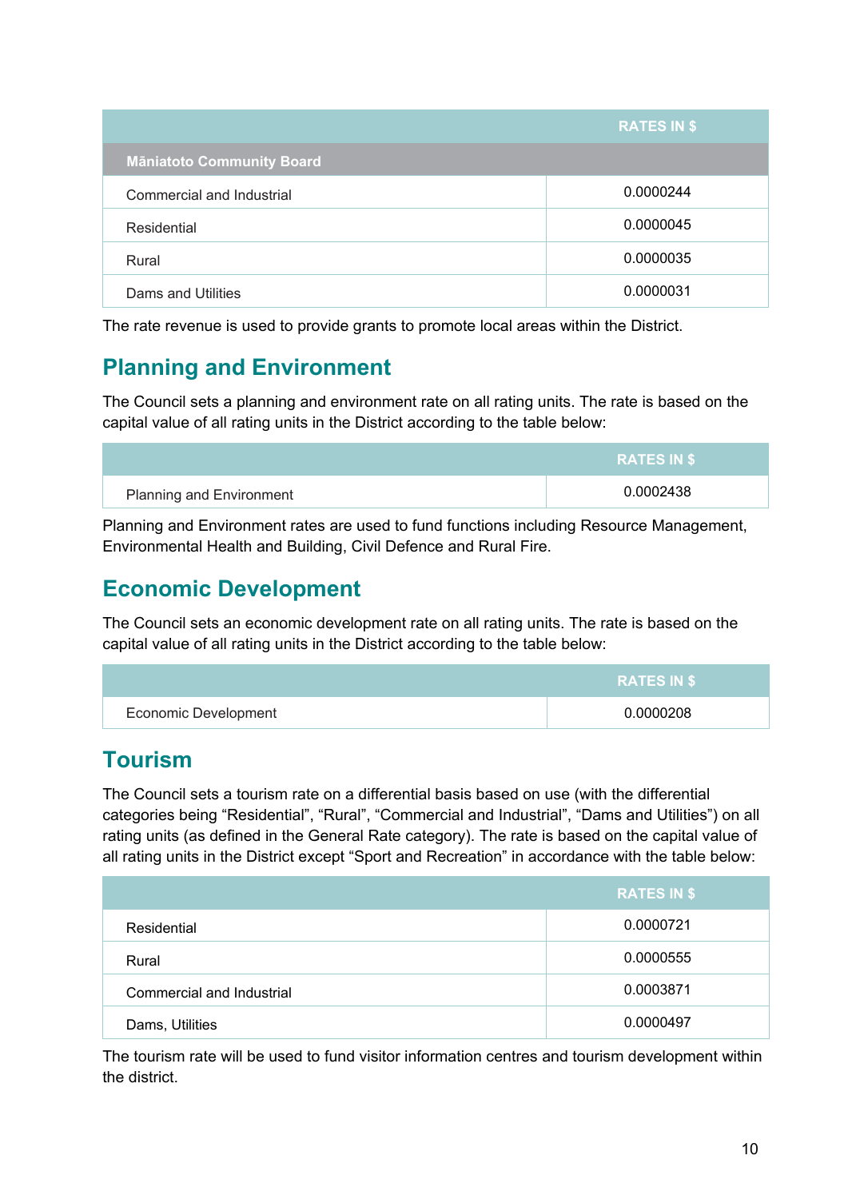| | RATES IN $ |
|---|---|
| **Māniatoto Community Board** | |
| Commercial and Industrial | 0.0000244 |
| Residential | 0.0000045 |
| Rural | 0.0000035 |
| Dams and Utilities | 0.0000031 |

The rate revenue is used to provide grants to promote local areas within the District.

## Planning and Environment

The Council sets a planning and environment rate on all rating units. The rate is based on the capital value of all rating units in the District according to the table below:

| | RATES IN $ |
|---|---|
| Planning and Environment | 0.0002438 |

Planning and Environment rates are used to fund functions including Resource Management, Environmental Health and Building, Civil Defence and Rural Fire.

## Economic Development

The Council sets an economic development rate on all rating units. The rate is based on the capital value of all rating units in the District according to the table below:

| | RATES IN $ |
|---|---|
| Economic Development | 0.0000208 |

## Tourism

The Council sets a tourism rate on a differential basis based on use (with the differential categories being “Residential”, “Rural”, “Commercial and Industrial”, “Dams and Utilities”) on all rating units (as defined in the General Rate category). The rate is based on the capital value of all rating units in the District except “Sport and Recreation” in accordance with the table below:

| | RATES IN $ |
|---|---|
| Residential | 0.0000721 |
| Rural | 0.0000555 |
| Commercial and Industrial | 0.0003871 |
| Dams, Utilities | 0.0000497 |

The tourism rate will be used to fund visitor information centres and tourism development within the district.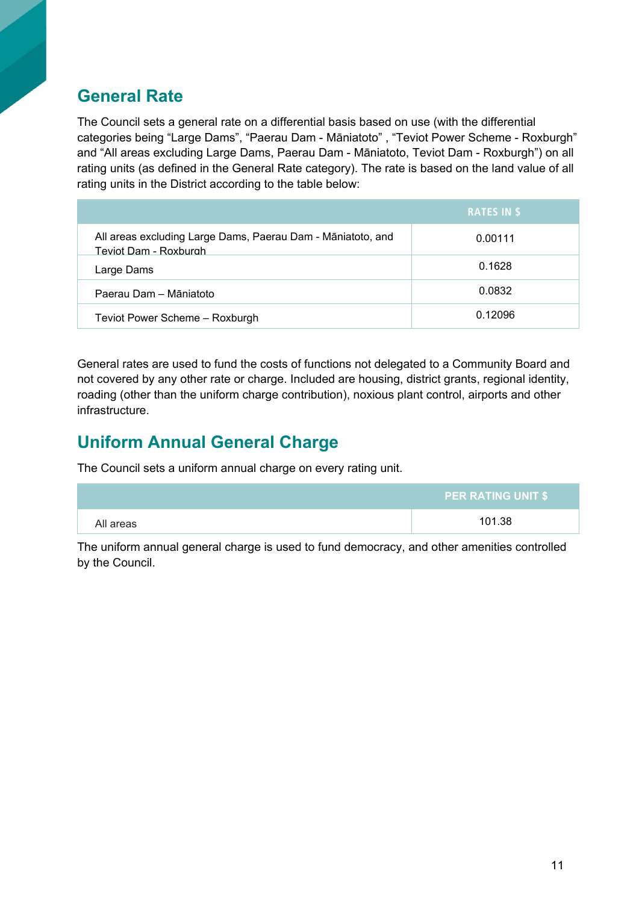## General Rate

The Council sets a general rate on a differential basis based on use (with the differential categories being “Large Dams”, “Paerau Dam - Māniatoto” , “Teviot Power Scheme - Roxburgh” and “All areas excluding Large Dams, Paerau Dam - Māniatoto, Teviot Dam - Roxburgh”) on all rating units (as defined in the General Rate category). The rate is based on the land value of all rating units in the District according to the table below:

| | RATES IN $ |
|---|---|
| All areas excluding Large Dams, Paerau Dam - Māniatoto, and Teviot Dam - Roxburgh | 0.00111 |
| Large Dams | 0.1628 |
| Paerau Dam – Māniatoto | 0.0832 |
| Teviot Power Scheme – Roxburgh | 0.12096 |

General rates are used to fund the costs of functions not delegated to a Community Board and not covered by any other rate or charge. Included are housing, district grants, regional identity, roading (other than the uniform charge contribution), noxious plant control, airports and other infrastructure.

## Uniform Annual General Charge

The Council sets a uniform annual charge on every rating unit.

| | PER RATING UNIT $ |
|---|---|
| All areas | 101.38 |

The uniform annual general charge is used to fund democracy, and other amenities controlled by the Council.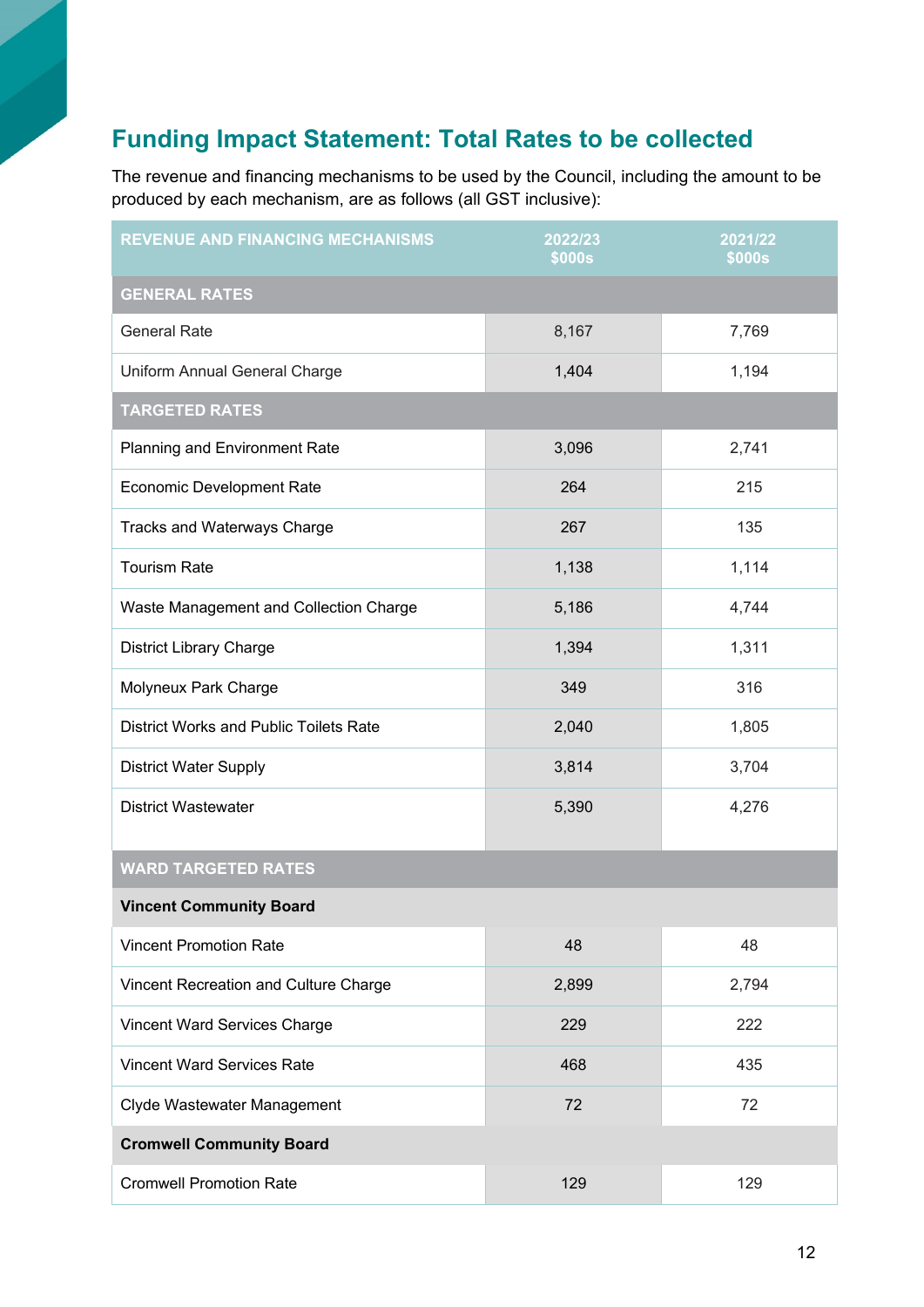## Funding Impact Statement: Total Rates to be collected

The revenue and financing mechanisms to be used by the Council, including the amount to be produced by each mechanism, are as follows (all GST inclusive):

| REVENUE AND FINANCING MECHANISMS | 2022/23 $000s | 2021/22 $000s |
|---|---|---|
| **GENERAL RATES** | | |
| General Rate | 8,167 | 7,769 |
| Uniform Annual General Charge | 1,404 | 1,194 |
| **TARGETED RATES** | | |
| Planning and Environment Rate | 3,096 | 2,741 |
| Economic Development Rate | 264 | 215 |
| Tracks and Waterways Charge | 267 | 135 |
| Tourism Rate | 1,138 | 1,114 |
| Waste Management and Collection Charge | 5,186 | 4,744 |
| District Library Charge | 1,394 | 1,311 |
| Molyneux Park Charge | 349 | 316 |
| District Works and Public Toilets Rate | 2,040 | 1,805 |
| District Water Supply | 3,814 | 3,704 |
| District Wastewater | 5,390 | 4,276 |
| **WARD TARGETED RATES** | | |
| **Vincent Community Board** | | |
| Vincent Promotion Rate | 48 | 48 |
| Vincent Recreation and Culture Charge | 2,899 | 2,794 |
| Vincent Ward Services Charge | 229 | 222 |
| Vincent Ward Services Rate | 468 | 435 |
| Clyde Wastewater Management | 72 | 72 |
| **Cromwell Community Board** | | |
| Cromwell Promotion Rate | 129 | 129 |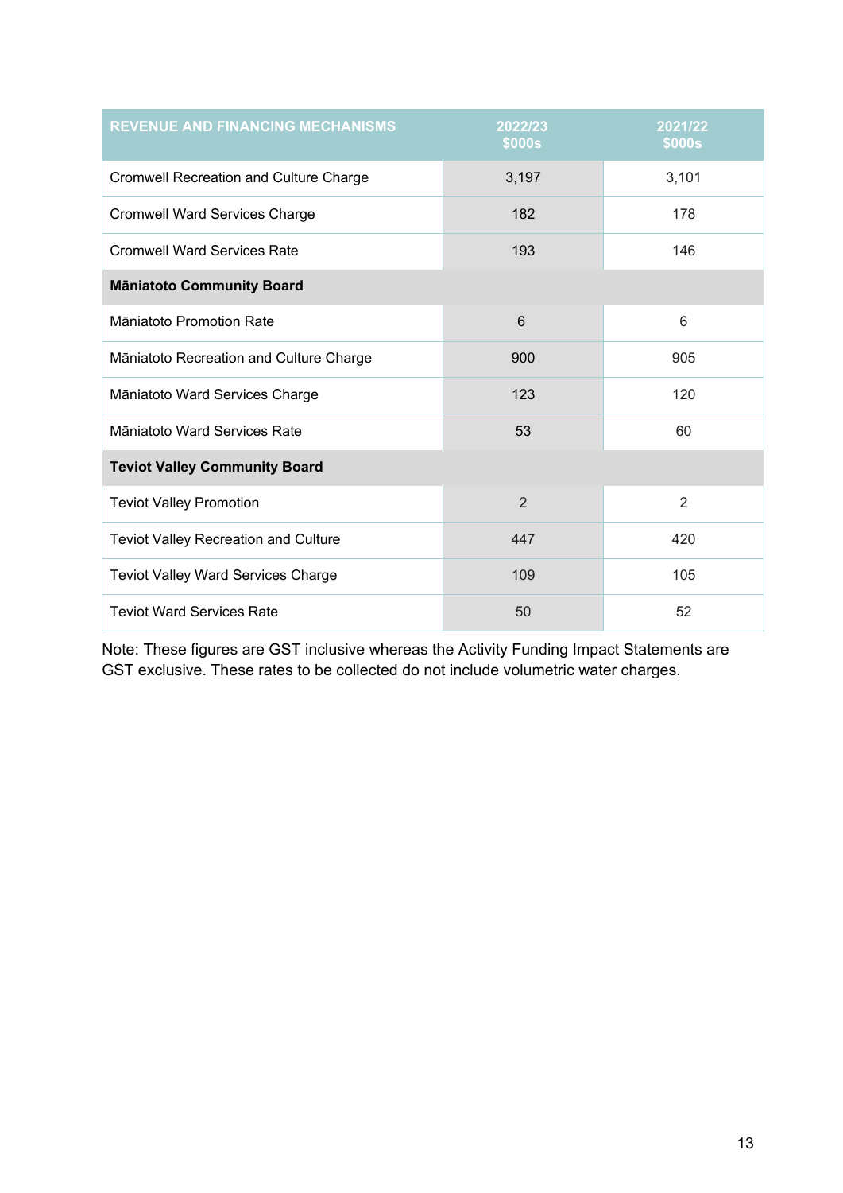| REVENUE AND FINANCING MECHANISMS | 2022/23 $000s | 2021/22 $000s |
|---|---|---|
| Cromwell Recreation and Culture Charge | 3,197 | 3,101 |
| Cromwell Ward Services Charge | 182 | 178 |
| Cromwell Ward Services Rate | 193 | 146 |
| **Māniatoto Community Board** | | |
| Māniatoto Promotion Rate | 6 | 6 |
| Māniatoto Recreation and Culture Charge | 900 | 905 |
| Māniatoto Ward Services Charge | 123 | 120 |
| Māniatoto Ward Services Rate | 53 | 60 |
| **Teviot Valley Community Board** | | |
| Teviot Valley Promotion | 2 | 2 |
| Teviot Valley Recreation and Culture | 447 | 420 |
| Teviot Valley Ward Services Charge | 109 | 105 |
| Teviot Ward Services Rate | 50 | 52 |

Note: These figures are GST inclusive whereas the Activity Funding Impact Statements are GST exclusive. These rates to be collected do not include volumetric water charges.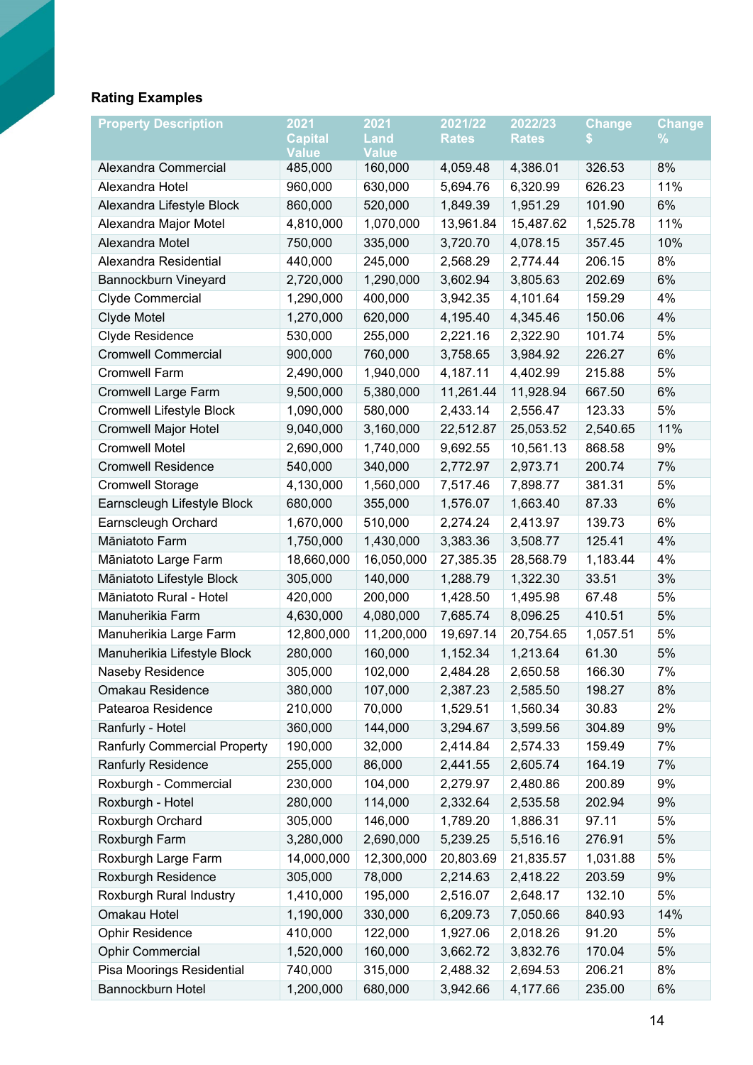### Rating Examples

| Property Description | 2021 Capital Value | 2021 Land Value | 2021/22 Rates | 2022/23 Rates | Change $ | Change % |
|---|---|---|---|---|---|---|
| Alexandra Commercial | 485,000 | 160,000 | 4,059.48 | 4,386.01 | 326.53 | 8% |
| Alexandra Hotel | 960,000 | 630,000 | 5,694.76 | 6,320.99 | 626.23 | 11% |
| Alexandra Lifestyle Block | 860,000 | 520,000 | 1,849.39 | 1,951.29 | 101.90 | 6% |
| Alexandra Major Motel | 4,810,000 | 1,070,000 | 13,961.84 | 15,487.62 | 1,525.78 | 11% |
| Alexandra Motel | 750,000 | 335,000 | 3,720.70 | 4,078.15 | 357.45 | 10% |
| Alexandra Residential | 440,000 | 245,000 | 2,568.29 | 2,774.44 | 206.15 | 8% |
| Bannockburn Vineyard | 2,720,000 | 1,290,000 | 3,602.94 | 3,805.63 | 202.69 | 6% |
| Clyde Commercial | 1,290,000 | 400,000 | 3,942.35 | 4,101.64 | 159.29 | 4% |
| Clyde Motel | 1,270,000 | 620,000 | 4,195.40 | 4,345.46 | 150.06 | 4% |
| Clyde Residence | 530,000 | 255,000 | 2,221.16 | 2,322.90 | 101.74 | 5% |
| Cromwell Commercial | 900,000 | 760,000 | 3,758.65 | 3,984.92 | 226.27 | 6% |
| Cromwell Farm | 2,490,000 | 1,940,000 | 4,187.11 | 4,402.99 | 215.88 | 5% |
| Cromwell Large Farm | 9,500,000 | 5,380,000 | 11,261.44 | 11,928.94 | 667.50 | 6% |
| Cromwell Lifestyle Block | 1,090,000 | 580,000 | 2,433.14 | 2,556.47 | 123.33 | 5% |
| Cromwell Major Hotel | 9,040,000 | 3,160,000 | 22,512.87 | 25,053.52 | 2,540.65 | 11% |
| Cromwell Motel | 2,690,000 | 1,740,000 | 9,692.55 | 10,561.13 | 868.58 | 9% |
| Cromwell Residence | 540,000 | 340,000 | 2,772.97 | 2,973.71 | 200.74 | 7% |
| Cromwell Storage | 4,130,000 | 1,560,000 | 7,517.46 | 7,898.77 | 381.31 | 5% |
| Earnscleugh Lifestyle Block | 680,000 | 355,000 | 1,576.07 | 1,663.40 | 87.33 | 6% |
| Earnscleugh Orchard | 1,670,000 | 510,000 | 2,274.24 | 2,413.97 | 139.73 | 6% |
| Māniatoto Farm | 1,750,000 | 1,430,000 | 3,383.36 | 3,508.77 | 125.41 | 4% |
| Māniatoto Large Farm | 18,660,000 | 16,050,000 | 27,385.35 | 28,568.79 | 1,183.44 | 4% |
| Māniatoto Lifestyle Block | 305,000 | 140,000 | 1,288.79 | 1,322.30 | 33.51 | 3% |
| Māniatoto Rural - Hotel | 420,000 | 200,000 | 1,428.50 | 1,495.98 | 67.48 | 5% |
| Manuherikia Farm | 4,630,000 | 4,080,000 | 7,685.74 | 8,096.25 | 410.51 | 5% |
| Manuherikia Large Farm | 12,800,000 | 11,200,000 | 19,697.14 | 20,754.65 | 1,057.51 | 5% |
| Manuherikia Lifestyle Block | 280,000 | 160,000 | 1,152.34 | 1,213.64 | 61.30 | 5% |
| Naseby Residence | 305,000 | 102,000 | 2,484.28 | 2,650.58 | 166.30 | 7% |
| Omakau Residence | 380,000 | 107,000 | 2,387.23 | 2,585.50 | 198.27 | 8% |
| Patearoa Residence | 210,000 | 70,000 | 1,529.51 | 1,560.34 | 30.83 | 2% |
| Ranfurly - Hotel | 360,000 | 144,000 | 3,294.67 | 3,599.56 | 304.89 | 9% |
| Ranfurly Commercial Property | 190,000 | 32,000 | 2,414.84 | 2,574.33 | 159.49 | 7% |
| Ranfurly Residence | 255,000 | 86,000 | 2,441.55 | 2,605.74 | 164.19 | 7% |
| Roxburgh - Commercial | 230,000 | 104,000 | 2,279.97 | 2,480.86 | 200.89 | 9% |
| Roxburgh - Hotel | 280,000 | 114,000 | 2,332.64 | 2,535.58 | 202.94 | 9% |
| Roxburgh Orchard | 305,000 | 146,000 | 1,789.20 | 1,886.31 | 97.11 | 5% |
| Roxburgh Farm | 3,280,000 | 2,690,000 | 5,239.25 | 5,516.16 | 276.91 | 5% |
| Roxburgh Large Farm | 14,000,000 | 12,300,000 | 20,803.69 | 21,835.57 | 1,031.88 | 5% |
| Roxburgh Residence | 305,000 | 78,000 | 2,214.63 | 2,418.22 | 203.59 | 9% |
| Roxburgh Rural Industry | 1,410,000 | 195,000 | 2,516.07 | 2,648.17 | 132.10 | 5% |
| Omakau Hotel | 1,190,000 | 330,000 | 6,209.73 | 7,050.66 | 840.93 | 14% |
| Ophir Residence | 410,000 | 122,000 | 1,927.06 | 2,018.26 | 91.20 | 5% |
| Ophir Commercial | 1,520,000 | 160,000 | 3,662.72 | 3,832.76 | 170.04 | 5% |
| Pisa Moorings Residential | 740,000 | 315,000 | 2,488.32 | 2,694.53 | 206.21 | 8% |
| Bannockburn Hotel | 1,200,000 | 680,000 | 3,942.66 | 4,177.66 | 235.00 | 6% |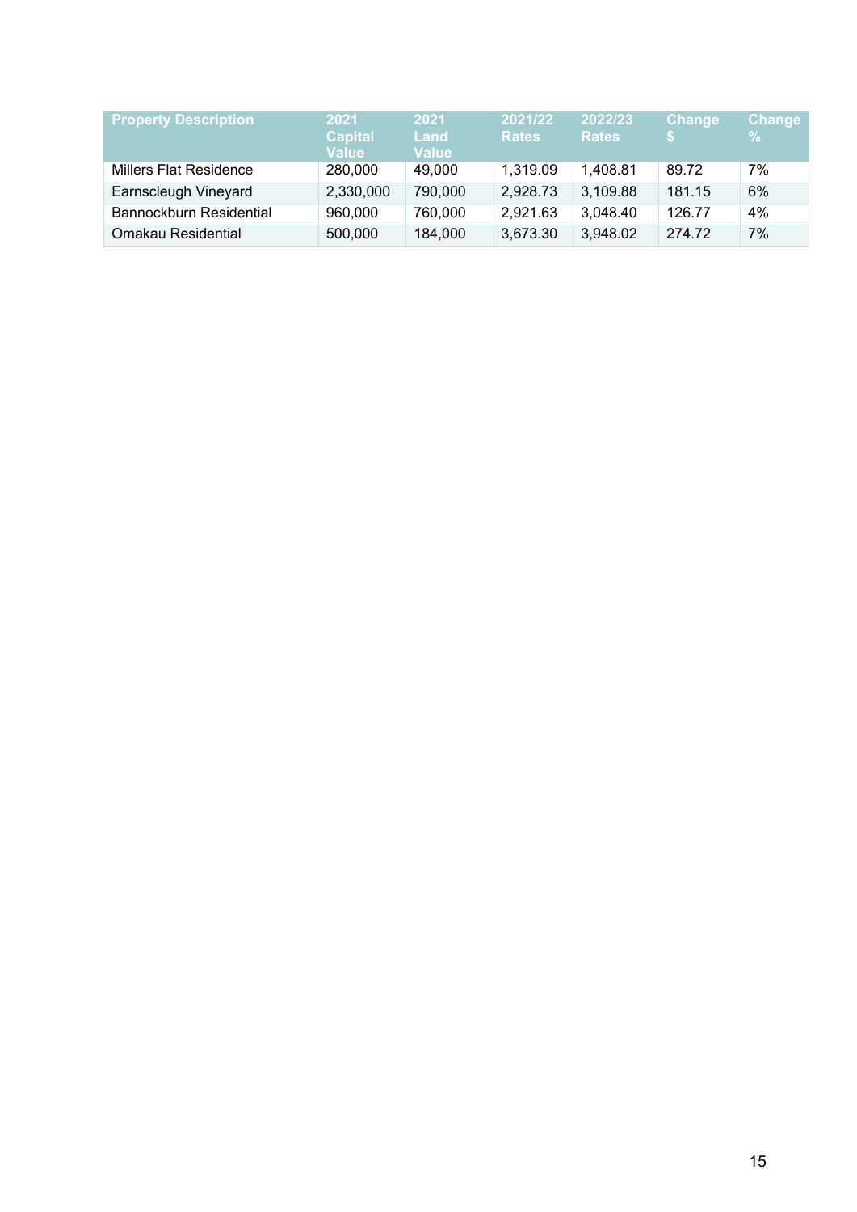| Property Description | 2021 Capital Value | 2021 Land Value | 2021/22 Rates | 2022/23 Rates | Change $ | Change % |
|---|---|---|---|---|---|---|
| Millers Flat Residence | 280,000 | 49,000 | 1,319.09 | 1,408.81 | 89.72 | 7% |
| Earnscleugh Vineyard | 2,330,000 | 790,000 | 2,928.73 | 3,109.88 | 181.15 | 6% |
| Bannockburn Residential | 960,000 | 760,000 | 2,921.63 | 3,048.40 | 126.77 | 4% |
| Omakau Residential | 500,000 | 184,000 | 3,673.30 | 3,948.02 | 274.72 | 7% |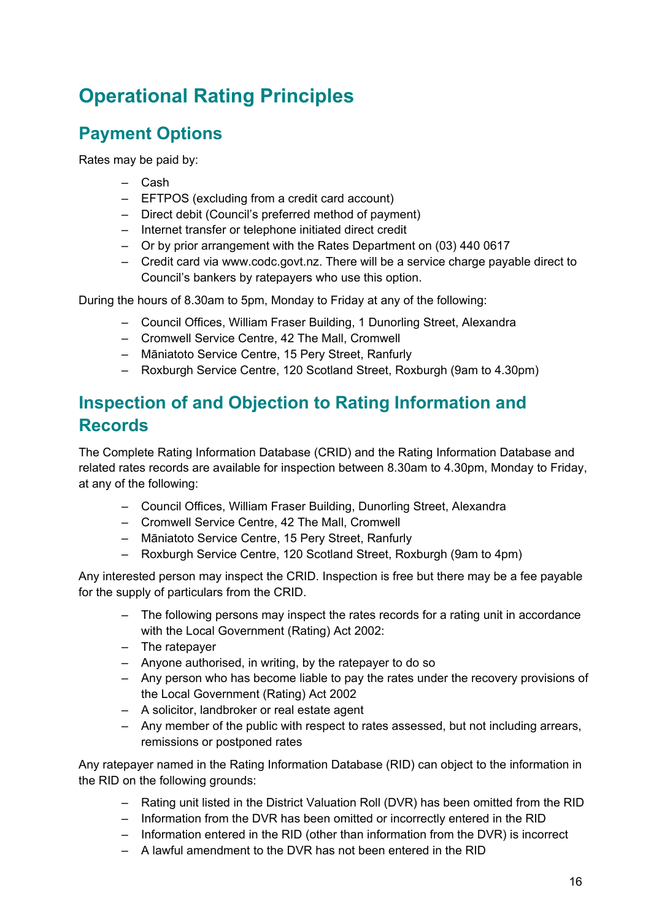# Operational Rating Principles

## Payment Options

Rates may be paid by:

- Cash
- EFTPOS (excluding from a credit card account)
- Direct debit (Council's preferred method of payment)
- Internet transfer or telephone initiated direct credit
- Or by prior arrangement with the Rates Department on (03) 440 0617
- Credit card via www.codc.govt.nz. There will be a service charge payable direct to Council's bankers by ratepayers who use this option.

During the hours of 8.30am to 5pm, Monday to Friday at any of the following:

- Council Offices, William Fraser Building, 1 Dunorling Street, Alexandra
- Cromwell Service Centre, 42 The Mall, Cromwell
- Māniatoto Service Centre, 15 Pery Street, Ranfurly
- Roxburgh Service Centre, 120 Scotland Street, Roxburgh (9am to 4.30pm)

## Inspection of and Objection to Rating Information and Records

The Complete Rating Information Database (CRID) and the Rating Information Database and related rates records are available for inspection between 8.30am to 4.30pm, Monday to Friday, at any of the following:

- Council Offices, William Fraser Building, Dunorling Street, Alexandra
- Cromwell Service Centre, 42 The Mall, Cromwell
- Māniatoto Service Centre, 15 Pery Street, Ranfurly
- Roxburgh Service Centre, 120 Scotland Street, Roxburgh (9am to 4pm)

Any interested person may inspect the CRID. Inspection is free but there may be a fee payable for the supply of particulars from the CRID.

- The following persons may inspect the rates records for a rating unit in accordance with the Local Government (Rating) Act 2002:
- The ratepayer
- Anyone authorised, in writing, by the ratepayer to do so
- Any person who has become liable to pay the rates under the recovery provisions of the Local Government (Rating) Act 2002
- A solicitor, landbroker or real estate agent
- Any member of the public with respect to rates assessed, but not including arrears, remissions or postponed rates

Any ratepayer named in the Rating Information Database (RID) can object to the information in the RID on the following grounds:

- Rating unit listed in the District Valuation Roll (DVR) has been omitted from the RID
- Information from the DVR has been omitted or incorrectly entered in the RID
- Information entered in the RID (other than information from the DVR) is incorrect
- A lawful amendment to the DVR has not been entered in the RID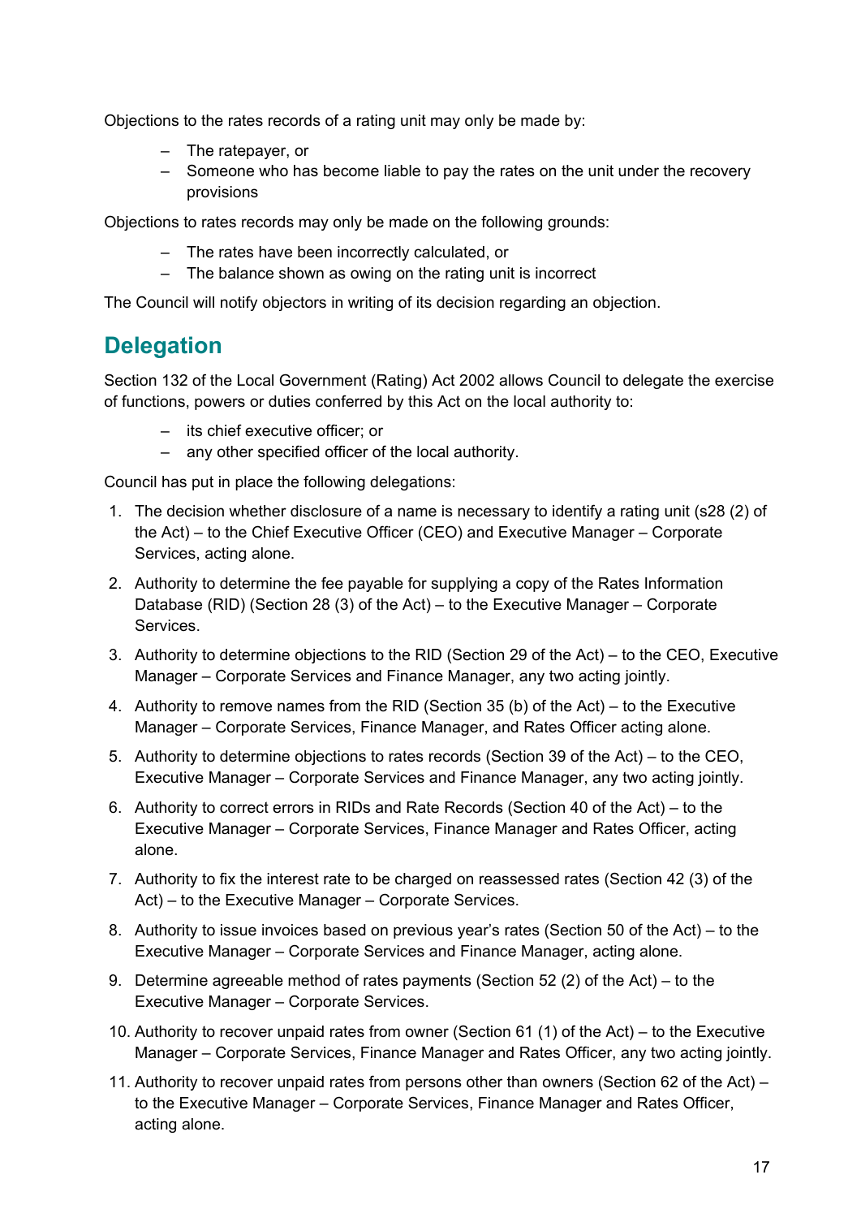Objections to the rates records of a rating unit may only be made by:

- The ratepayer, or
- Someone who has become liable to pay the rates on the unit under the recovery provisions

Objections to rates records may only be made on the following grounds:

- The rates have been incorrectly calculated, or
- The balance shown as owing on the rating unit is incorrect

The Council will notify objectors in writing of its decision regarding an objection.

## Delegation

Section 132 of the Local Government (Rating) Act 2002 allows Council to delegate the exercise of functions, powers or duties conferred by this Act on the local authority to:

- its chief executive officer; or
- any other specified officer of the local authority.

Council has put in place the following delegations:

1. The decision whether disclosure of a name is necessary to identify a rating unit (s28 (2) of the Act) – to the Chief Executive Officer (CEO) and Executive Manager – Corporate Services, acting alone.
2. Authority to determine the fee payable for supplying a copy of the Rates Information Database (RID) (Section 28 (3) of the Act) – to the Executive Manager – Corporate Services.
3. Authority to determine objections to the RID (Section 29 of the Act) – to the CEO, Executive Manager – Corporate Services and Finance Manager, any two acting jointly.
4. Authority to remove names from the RID (Section 35 (b) of the Act) – to the Executive Manager – Corporate Services, Finance Manager, and Rates Officer acting alone.
5. Authority to determine objections to rates records (Section 39 of the Act) – to the CEO, Executive Manager – Corporate Services and Finance Manager, any two acting jointly.
6. Authority to correct errors in RIDs and Rate Records (Section 40 of the Act) – to the Executive Manager – Corporate Services, Finance Manager and Rates Officer, acting alone.
7. Authority to fix the interest rate to be charged on reassessed rates (Section 42 (3) of the Act) – to the Executive Manager – Corporate Services.
8. Authority to issue invoices based on previous year's rates (Section 50 of the Act) – to the Executive Manager – Corporate Services and Finance Manager, acting alone.
9. Determine agreeable method of rates payments (Section 52 (2) of the Act) – to the Executive Manager – Corporate Services.
10. Authority to recover unpaid rates from owner (Section 61 (1) of the Act) – to the Executive Manager – Corporate Services, Finance Manager and Rates Officer, any two acting jointly.
11. Authority to recover unpaid rates from persons other than owners (Section 62 of the Act) – to the Executive Manager – Corporate Services, Finance Manager and Rates Officer, acting alone.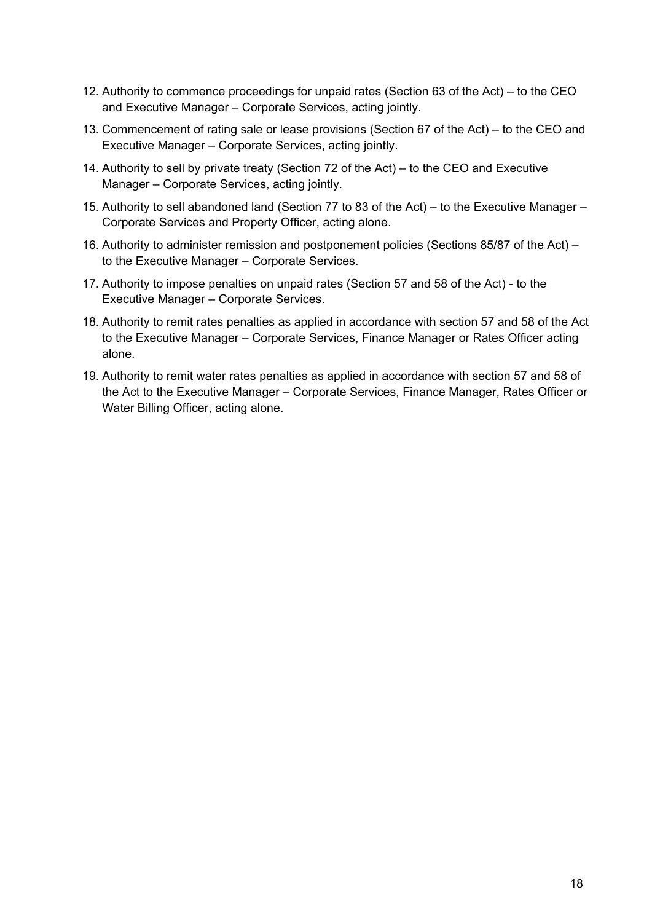12. Authority to commence proceedings for unpaid rates (Section 63 of the Act) – to the CEO and Executive Manager – Corporate Services, acting jointly.
13. Commencement of rating sale or lease provisions (Section 67 of the Act) – to the CEO and Executive Manager – Corporate Services, acting jointly.
14. Authority to sell by private treaty (Section 72 of the Act) – to the CEO and Executive Manager – Corporate Services, acting jointly.
15. Authority to sell abandoned land (Section 77 to 83 of the Act) – to the Executive Manager – Corporate Services and Property Officer, acting alone.
16. Authority to administer remission and postponement policies (Sections 85/87 of the Act) – to the Executive Manager – Corporate Services.
17. Authority to impose penalties on unpaid rates (Section 57 and 58 of the Act) - to the Executive Manager – Corporate Services.
18. Authority to remit rates penalties as applied in accordance with section 57 and 58 of the Act to the Executive Manager – Corporate Services, Finance Manager or Rates Officer acting alone.
19. Authority to remit water rates penalties as applied in accordance with section 57 and 58 of the Act to the Executive Manager – Corporate Services, Finance Manager, Rates Officer or Water Billing Officer, acting alone.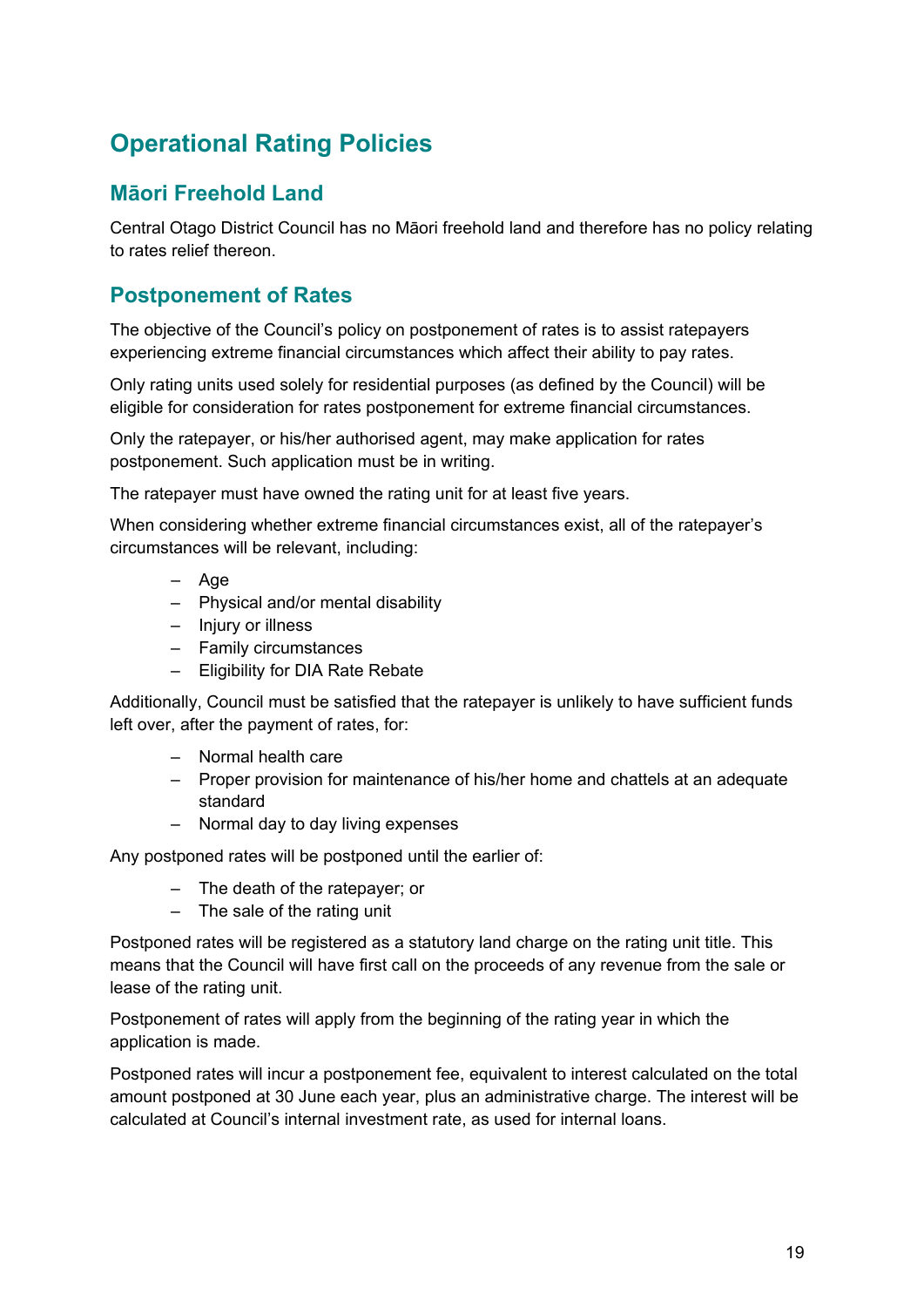# Operational Rating Policies

## Māori Freehold Land

Central Otago District Council has no Māori freehold land and therefore has no policy relating to rates relief thereon.

## Postponement of Rates

The objective of the Council's policy on postponement of rates is to assist ratepayers experiencing extreme financial circumstances which affect their ability to pay rates.

Only rating units used solely for residential purposes (as defined by the Council) will be eligible for consideration for rates postponement for extreme financial circumstances.

Only the ratepayer, or his/her authorised agent, may make application for rates postponement. Such application must be in writing.

The ratepayer must have owned the rating unit for at least five years.

When considering whether extreme financial circumstances exist, all of the ratepayer's circumstances will be relevant, including:

- Age
- Physical and/or mental disability
- Injury or illness
- Family circumstances
- Eligibility for DIA Rate Rebate

Additionally, Council must be satisfied that the ratepayer is unlikely to have sufficient funds left over, after the payment of rates, for:

- Normal health care
- Proper provision for maintenance of his/her home and chattels at an adequate standard
- Normal day to day living expenses

Any postponed rates will be postponed until the earlier of:

- The death of the ratepayer; or
- The sale of the rating unit

Postponed rates will be registered as a statutory land charge on the rating unit title. This means that the Council will have first call on the proceeds of any revenue from the sale or lease of the rating unit.

Postponement of rates will apply from the beginning of the rating year in which the application is made.

Postponed rates will incur a postponement fee, equivalent to interest calculated on the total amount postponed at 30 June each year, plus an administrative charge. The interest will be calculated at Council's internal investment rate, as used for internal loans.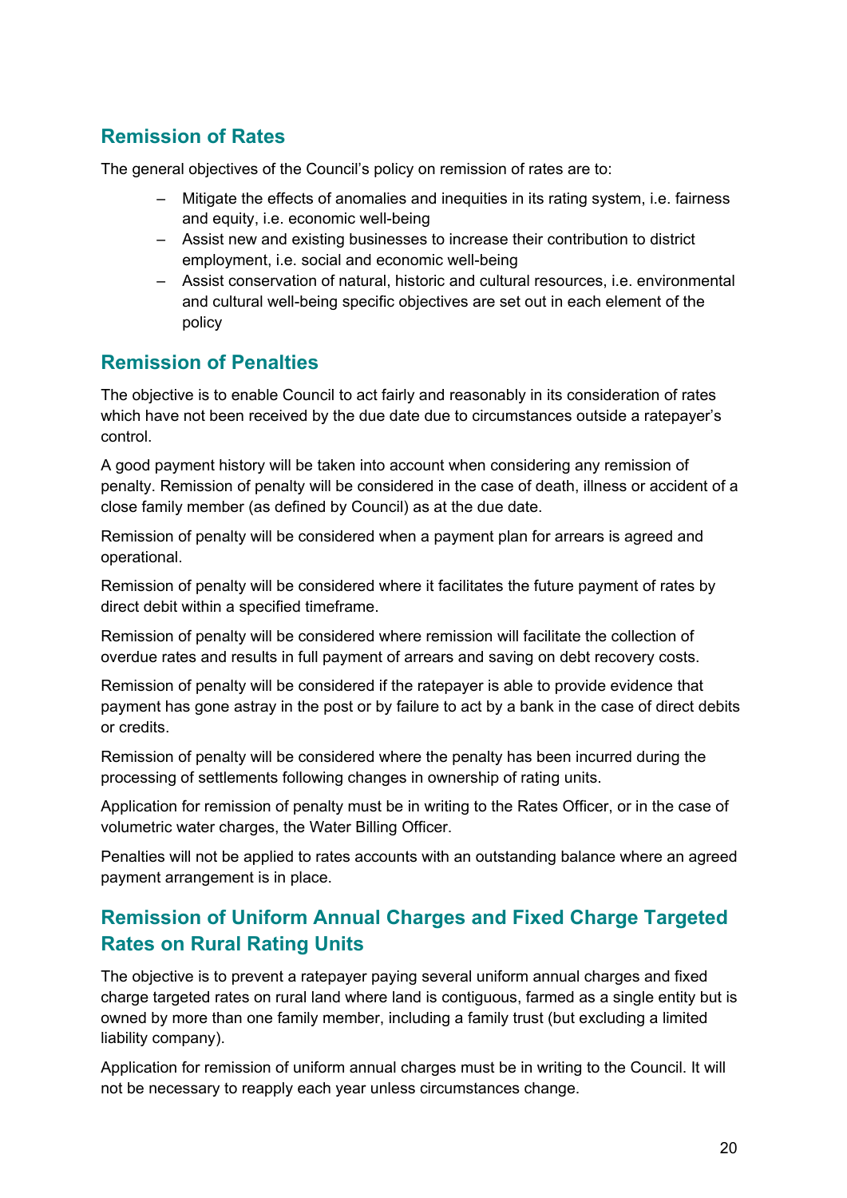## Remission of Rates

The general objectives of the Council's policy on remission of rates are to:

- Mitigate the effects of anomalies and inequities in its rating system, i.e. fairness and equity, i.e. economic well-being
- Assist new and existing businesses to increase their contribution to district employment, i.e. social and economic well-being
- Assist conservation of natural, historic and cultural resources, i.e. environmental and cultural well-being specific objectives are set out in each element of the policy

## Remission of Penalties

The objective is to enable Council to act fairly and reasonably in its consideration of rates which have not been received by the due date due to circumstances outside a ratepayer's control.

A good payment history will be taken into account when considering any remission of penalty. Remission of penalty will be considered in the case of death, illness or accident of a close family member (as defined by Council) as at the due date.

Remission of penalty will be considered when a payment plan for arrears is agreed and operational.

Remission of penalty will be considered where it facilitates the future payment of rates by direct debit within a specified timeframe.

Remission of penalty will be considered where remission will facilitate the collection of overdue rates and results in full payment of arrears and saving on debt recovery costs.

Remission of penalty will be considered if the ratepayer is able to provide evidence that payment has gone astray in the post or by failure to act by a bank in the case of direct debits or credits.

Remission of penalty will be considered where the penalty has been incurred during the processing of settlements following changes in ownership of rating units.

Application for remission of penalty must be in writing to the Rates Officer, or in the case of volumetric water charges, the Water Billing Officer.

Penalties will not be applied to rates accounts with an outstanding balance where an agreed payment arrangement is in place.

## Remission of Uniform Annual Charges and Fixed Charge Targeted Rates on Rural Rating Units

The objective is to prevent a ratepayer paying several uniform annual charges and fixed charge targeted rates on rural land where land is contiguous, farmed as a single entity but is owned by more than one family member, including a family trust (but excluding a limited liability company).

Application for remission of uniform annual charges must be in writing to the Council. It will not be necessary to reapply each year unless circumstances change.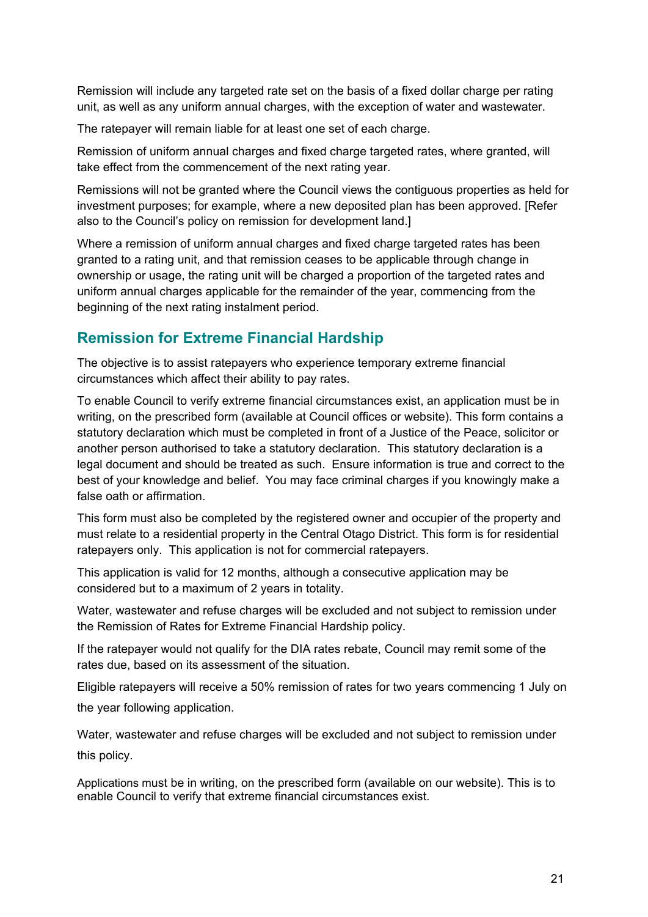Remission will include any targeted rate set on the basis of a fixed dollar charge per rating unit, as well as any uniform annual charges, with the exception of water and wastewater.

The ratepayer will remain liable for at least one set of each charge.

Remission of uniform annual charges and fixed charge targeted rates, where granted, will take effect from the commencement of the next rating year.

Remissions will not be granted where the Council views the contiguous properties as held for investment purposes; for example, where a new deposited plan has been approved. [Refer also to the Council's policy on remission for development land.]

Where a remission of uniform annual charges and fixed charge targeted rates has been granted to a rating unit, and that remission ceases to be applicable through change in ownership or usage, the rating unit will be charged a proportion of the targeted rates and uniform annual charges applicable for the remainder of the year, commencing from the beginning of the next rating instalment period.

## Remission for Extreme Financial Hardship

The objective is to assist ratepayers who experience temporary extreme financial circumstances which affect their ability to pay rates.

To enable Council to verify extreme financial circumstances exist, an application must be in writing, on the prescribed form (available at Council offices or website). This form contains a statutory declaration which must be completed in front of a Justice of the Peace, solicitor or another person authorised to take a statutory declaration. This statutory declaration is a legal document and should be treated as such. Ensure information is true and correct to the best of your knowledge and belief. You may face criminal charges if you knowingly make a false oath or affirmation.

This form must also be completed by the registered owner and occupier of the property and must relate to a residential property in the Central Otago District. This form is for residential ratepayers only. This application is not for commercial ratepayers.

This application is valid for 12 months, although a consecutive application may be considered but to a maximum of 2 years in totality.

Water, wastewater and refuse charges will be excluded and not subject to remission under the Remission of Rates for Extreme Financial Hardship policy.

If the ratepayer would not qualify for the DIA rates rebate, Council may remit some of the rates due, based on its assessment of the situation.

Eligible ratepayers will receive a 50% remission of rates for two years commencing 1 July on the year following application.

Water, wastewater and refuse charges will be excluded and not subject to remission under this policy.

Applications must be in writing, on the prescribed form (available on our website). This is to enable Council to verify that extreme financial circumstances exist.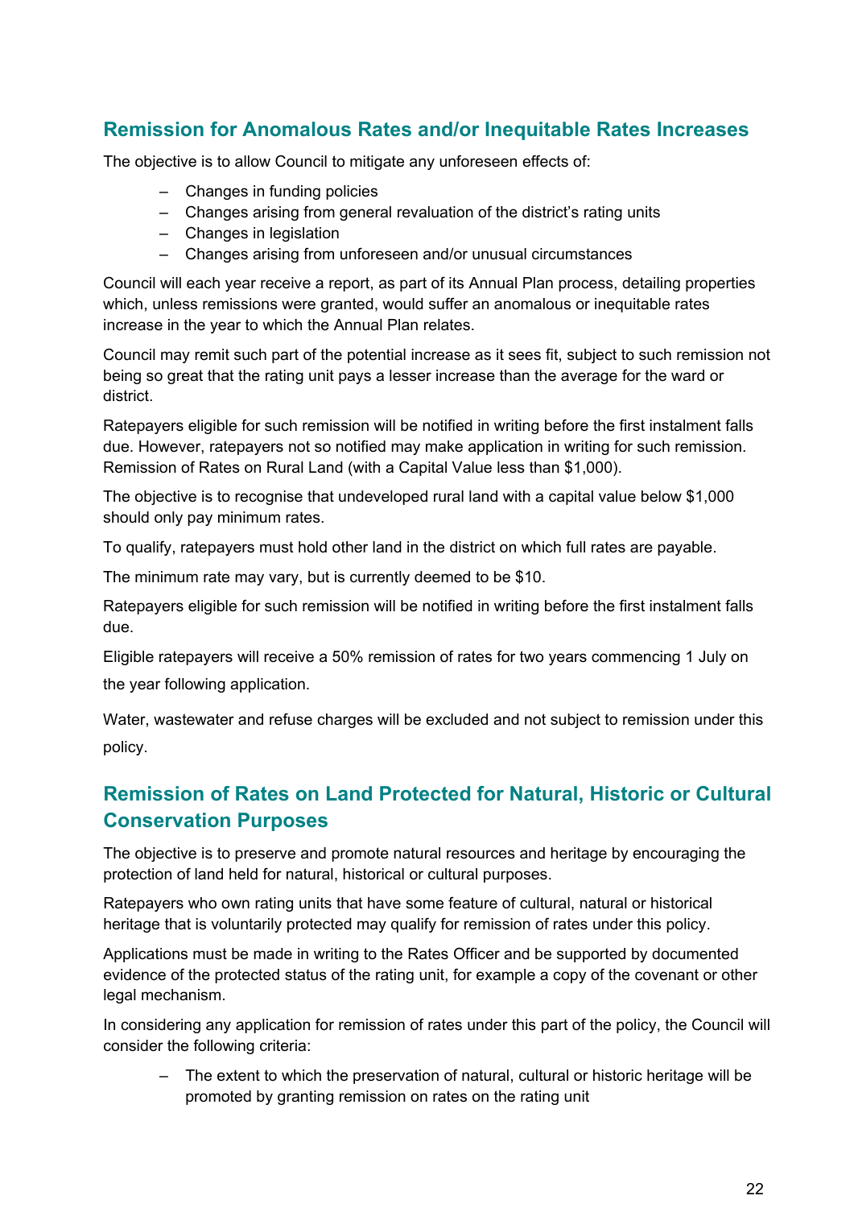## Remission for Anomalous Rates and/or Inequitable Rates Increases

The objective is to allow Council to mitigate any unforeseen effects of:

- Changes in funding policies
- Changes arising from general revaluation of the district's rating units
- Changes in legislation
- Changes arising from unforeseen and/or unusual circumstances

Council will each year receive a report, as part of its Annual Plan process, detailing properties which, unless remissions were granted, would suffer an anomalous or inequitable rates increase in the year to which the Annual Plan relates.

Council may remit such part of the potential increase as it sees fit, subject to such remission not being so great that the rating unit pays a lesser increase than the average for the ward or district.

Ratepayers eligible for such remission will be notified in writing before the first instalment falls due. However, ratepayers not so notified may make application in writing for such remission. Remission of Rates on Rural Land (with a Capital Value less than $1,000).

The objective is to recognise that undeveloped rural land with a capital value below $1,000 should only pay minimum rates.

To qualify, ratepayers must hold other land in the district on which full rates are payable.

The minimum rate may vary, but is currently deemed to be $10.

Ratepayers eligible for such remission will be notified in writing before the first instalment falls due.

Eligible ratepayers will receive a 50% remission of rates for two years commencing 1 July on the year following application.

Water, wastewater and refuse charges will be excluded and not subject to remission under this policy.

## Remission of Rates on Land Protected for Natural, Historic or Cultural Conservation Purposes

The objective is to preserve and promote natural resources and heritage by encouraging the protection of land held for natural, historical or cultural purposes.

Ratepayers who own rating units that have some feature of cultural, natural or historical heritage that is voluntarily protected may qualify for remission of rates under this policy.

Applications must be made in writing to the Rates Officer and be supported by documented evidence of the protected status of the rating unit, for example a copy of the covenant or other legal mechanism.

In considering any application for remission of rates under this part of the policy, the Council will consider the following criteria:

- The extent to which the preservation of natural, cultural or historic heritage will be promoted by granting remission on rates on the rating unit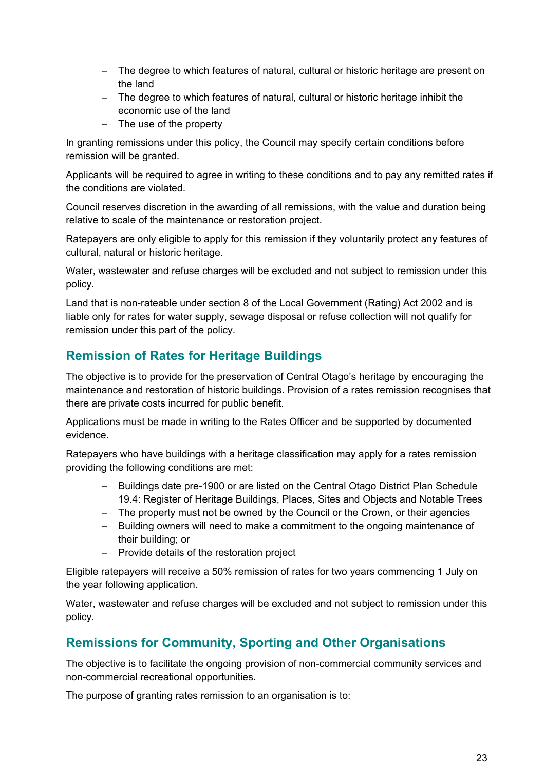- The degree to which features of natural, cultural or historic heritage are present on the land
- The degree to which features of natural, cultural or historic heritage inhibit the economic use of the land
- The use of the property

In granting remissions under this policy, the Council may specify certain conditions before remission will be granted.

Applicants will be required to agree in writing to these conditions and to pay any remitted rates if the conditions are violated.

Council reserves discretion in the awarding of all remissions, with the value and duration being relative to scale of the maintenance or restoration project.

Ratepayers are only eligible to apply for this remission if they voluntarily protect any features of cultural, natural or historic heritage.

Water, wastewater and refuse charges will be excluded and not subject to remission under this policy.

Land that is non-rateable under section 8 of the Local Government (Rating) Act 2002 and is liable only for rates for water supply, sewage disposal or refuse collection will not qualify for remission under this part of the policy.

## Remission of Rates for Heritage Buildings

The objective is to provide for the preservation of Central Otago's heritage by encouraging the maintenance and restoration of historic buildings. Provision of a rates remission recognises that there are private costs incurred for public benefit.

Applications must be made in writing to the Rates Officer and be supported by documented evidence.

Ratepayers who have buildings with a heritage classification may apply for a rates remission providing the following conditions are met:

- Buildings date pre-1900 or are listed on the Central Otago District Plan Schedule 19.4: Register of Heritage Buildings, Places, Sites and Objects and Notable Trees
- The property must not be owned by the Council or the Crown, or their agencies
- Building owners will need to make a commitment to the ongoing maintenance of their building; or
- Provide details of the restoration project

Eligible ratepayers will receive a 50% remission of rates for two years commencing 1 July on the year following application.

Water, wastewater and refuse charges will be excluded and not subject to remission under this policy.

## Remissions for Community, Sporting and Other Organisations

The objective is to facilitate the ongoing provision of non-commercial community services and non-commercial recreational opportunities.

The purpose of granting rates remission to an organisation is to: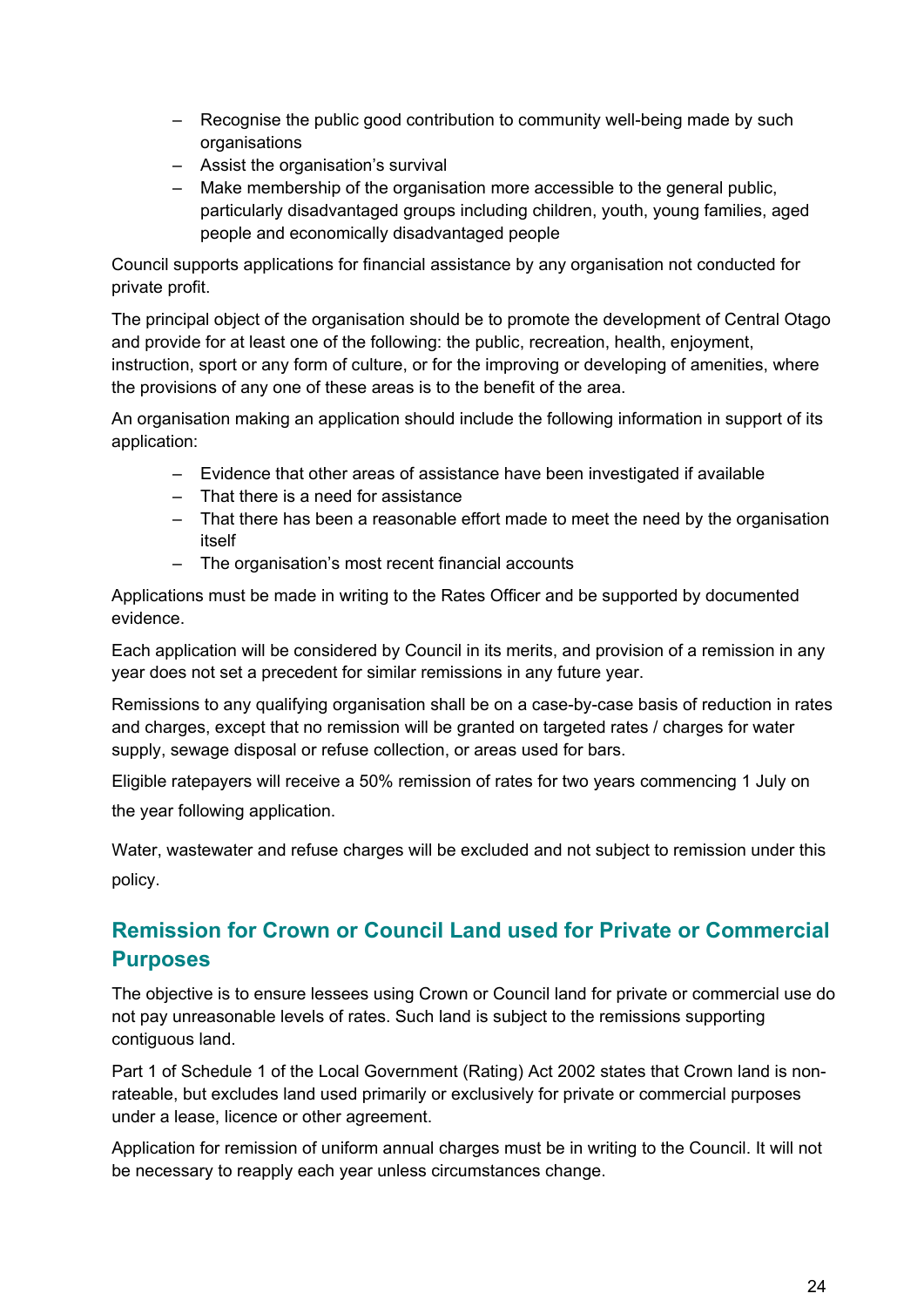- Recognise the public good contribution to community well-being made by such organisations
- Assist the organisation's survival
- Make membership of the organisation more accessible to the general public, particularly disadvantaged groups including children, youth, young families, aged people and economically disadvantaged people

Council supports applications for financial assistance by any organisation not conducted for private profit.

The principal object of the organisation should be to promote the development of Central Otago and provide for at least one of the following: the public, recreation, health, enjoyment, instruction, sport or any form of culture, or for the improving or developing of amenities, where the provisions of any one of these areas is to the benefit of the area.

An organisation making an application should include the following information in support of its application:

- Evidence that other areas of assistance have been investigated if available
- That there is a need for assistance
- That there has been a reasonable effort made to meet the need by the organisation itself
- The organisation's most recent financial accounts

Applications must be made in writing to the Rates Officer and be supported by documented evidence.

Each application will be considered by Council in its merits, and provision of a remission in any year does not set a precedent for similar remissions in any future year.

Remissions to any qualifying organisation shall be on a case-by-case basis of reduction in rates and charges, except that no remission will be granted on targeted rates / charges for water supply, sewage disposal or refuse collection, or areas used for bars.

Eligible ratepayers will receive a 50% remission of rates for two years commencing 1 July on the year following application.

Water, wastewater and refuse charges will be excluded and not subject to remission under this policy.

## Remission for Crown or Council Land used for Private or Commercial Purposes

The objective is to ensure lessees using Crown or Council land for private or commercial use do not pay unreasonable levels of rates. Such land is subject to the remissions supporting contiguous land.

Part 1 of Schedule 1 of the Local Government (Rating) Act 2002 states that Crown land is non-rateable, but excludes land used primarily or exclusively for private or commercial purposes under a lease, licence or other agreement.

Application for remission of uniform annual charges must be in writing to the Council. It will not be necessary to reapply each year unless circumstances change.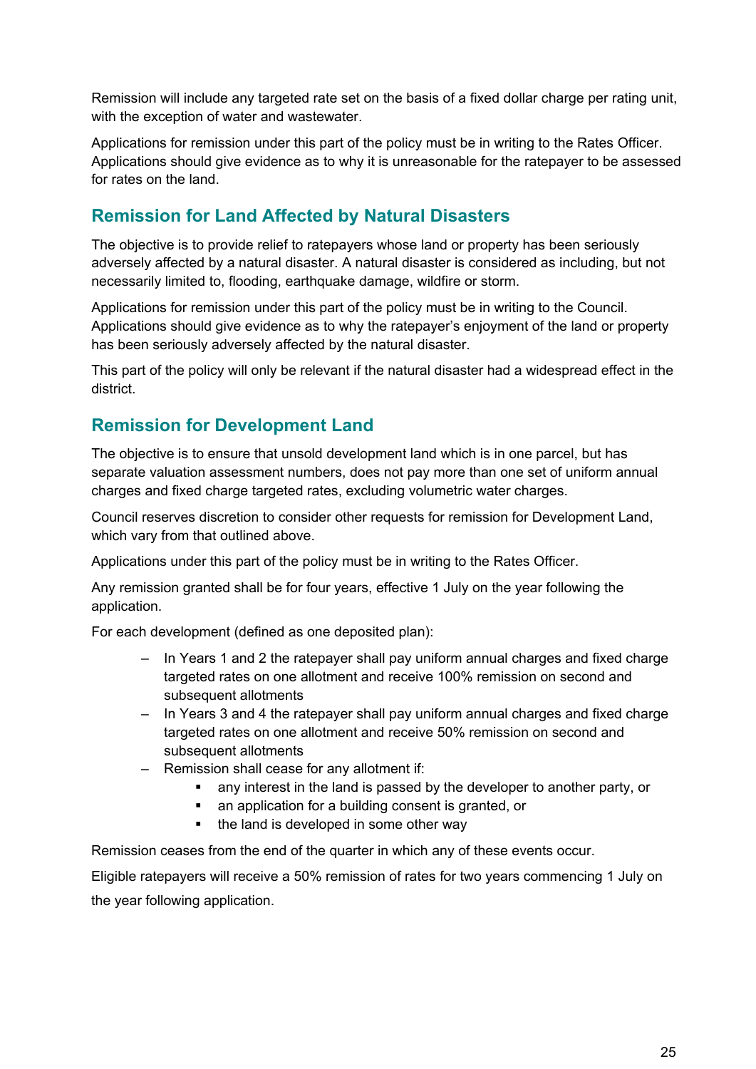Remission will include any targeted rate set on the basis of a fixed dollar charge per rating unit, with the exception of water and wastewater.

Applications for remission under this part of the policy must be in writing to the Rates Officer. Applications should give evidence as to why it is unreasonable for the ratepayer to be assessed for rates on the land.

## Remission for Land Affected by Natural Disasters

The objective is to provide relief to ratepayers whose land or property has been seriously adversely affected by a natural disaster. A natural disaster is considered as including, but not necessarily limited to, flooding, earthquake damage, wildfire or storm.

Applications for remission under this part of the policy must be in writing to the Council. Applications should give evidence as to why the ratepayer's enjoyment of the land or property has been seriously adversely affected by the natural disaster.

This part of the policy will only be relevant if the natural disaster had a widespread effect in the district.

## Remission for Development Land

The objective is to ensure that unsold development land which is in one parcel, but has separate valuation assessment numbers, does not pay more than one set of uniform annual charges and fixed charge targeted rates, excluding volumetric water charges.

Council reserves discretion to consider other requests for remission for Development Land, which vary from that outlined above.

Applications under this part of the policy must be in writing to the Rates Officer.

Any remission granted shall be for four years, effective 1 July on the year following the application.

For each development (defined as one deposited plan):

- In Years 1 and 2 the ratepayer shall pay uniform annual charges and fixed charge targeted rates on one allotment and receive 100% remission on second and subsequent allotments
- In Years 3 and 4 the ratepayer shall pay uniform annual charges and fixed charge targeted rates on one allotment and receive 50% remission on second and subsequent allotments
- Remission shall cease for any allotment if:
  - any interest in the land is passed by the developer to another party, or
  - an application for a building consent is granted, or
  - the land is developed in some other way

Remission ceases from the end of the quarter in which any of these events occur.

Eligible ratepayers will receive a 50% remission of rates for two years commencing 1 July on the year following application.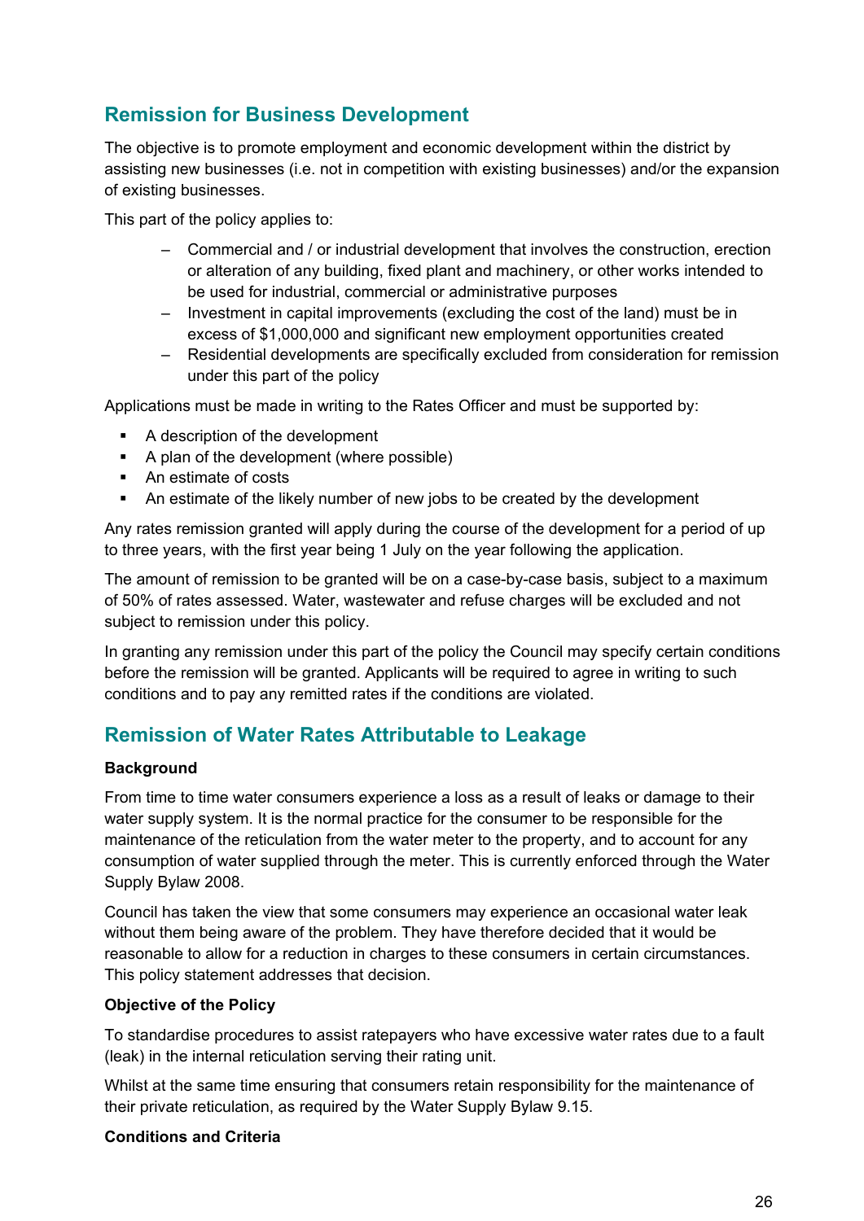## Remission for Business Development

The objective is to promote employment and economic development within the district by assisting new businesses (i.e. not in competition with existing businesses) and/or the expansion of existing businesses.

This part of the policy applies to:

- Commercial and / or industrial development that involves the construction, erection or alteration of any building, fixed plant and machinery, or other works intended to be used for industrial, commercial or administrative purposes
- Investment in capital improvements (excluding the cost of the land) must be in excess of $1,000,000 and significant new employment opportunities created
- Residential developments are specifically excluded from consideration for remission under this part of the policy

Applications must be made in writing to the Rates Officer and must be supported by:

- A description of the development
- A plan of the development (where possible)
- An estimate of costs
- An estimate of the likely number of new jobs to be created by the development

Any rates remission granted will apply during the course of the development for a period of up to three years, with the first year being 1 July on the year following the application.

The amount of remission to be granted will be on a case-by-case basis, subject to a maximum of 50% of rates assessed. Water, wastewater and refuse charges will be excluded and not subject to remission under this policy.

In granting any remission under this part of the policy the Council may specify certain conditions before the remission will be granted. Applicants will be required to agree in writing to such conditions and to pay any remitted rates if the conditions are violated.

## Remission of Water Rates Attributable to Leakage

**Background**

From time to time water consumers experience a loss as a result of leaks or damage to their water supply system. It is the normal practice for the consumer to be responsible for the maintenance of the reticulation from the water meter to the property, and to account for any consumption of water supplied through the meter. This is currently enforced through the Water Supply Bylaw 2008.

Council has taken the view that some consumers may experience an occasional water leak without them being aware of the problem. They have therefore decided that it would be reasonable to allow for a reduction in charges to these consumers in certain circumstances. This policy statement addresses that decision.

**Objective of the Policy**

To standardise procedures to assist ratepayers who have excessive water rates due to a fault (leak) in the internal reticulation serving their rating unit.

Whilst at the same time ensuring that consumers retain responsibility for the maintenance of their private reticulation, as required by the Water Supply Bylaw 9.15.

**Conditions and Criteria**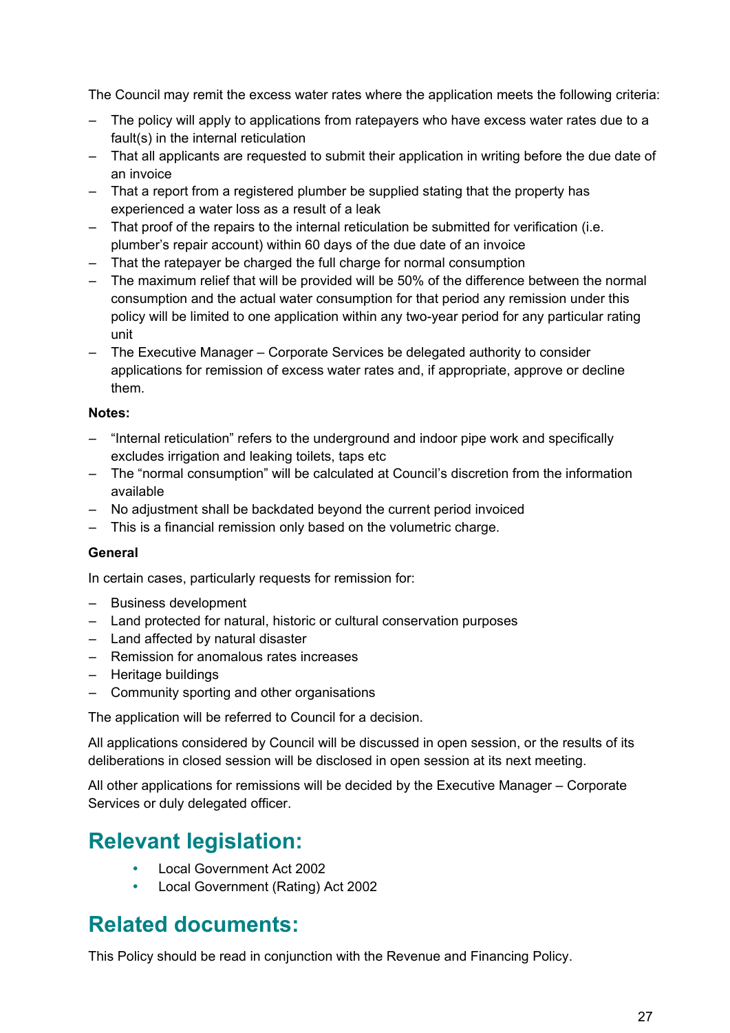The Council may remit the excess water rates where the application meets the following criteria:

- The policy will apply to applications from ratepayers who have excess water rates due to a fault(s) in the internal reticulation
- That all applicants are requested to submit their application in writing before the due date of an invoice
- That a report from a registered plumber be supplied stating that the property has experienced a water loss as a result of a leak
- That proof of the repairs to the internal reticulation be submitted for verification (i.e. plumber's repair account) within 60 days of the due date of an invoice
- That the ratepayer be charged the full charge for normal consumption
- The maximum relief that will be provided will be 50% of the difference between the normal consumption and the actual water consumption for that period any remission under this policy will be limited to one application within any two-year period for any particular rating unit
- The Executive Manager – Corporate Services be delegated authority to consider applications for remission of excess water rates and, if appropriate, approve or decline them.

**Notes:**

- "Internal reticulation" refers to the underground and indoor pipe work and specifically excludes irrigation and leaking toilets, taps etc
- The "normal consumption" will be calculated at Council's discretion from the information available
- No adjustment shall be backdated beyond the current period invoiced
- This is a financial remission only based on the volumetric charge.

**General**

In certain cases, particularly requests for remission for:

- Business development
- Land protected for natural, historic or cultural conservation purposes
- Land affected by natural disaster
- Remission for anomalous rates increases
- Heritage buildings
- Community sporting and other organisations

The application will be referred to Council for a decision.

All applications considered by Council will be discussed in open session, or the results of its deliberations in closed session will be disclosed in open session at its next meeting.

All other applications for remissions will be decided by the Executive Manager – Corporate Services or duly delegated officer.

## Relevant legislation:

- Local Government Act 2002
- Local Government (Rating) Act 2002

## Related documents:

This Policy should be read in conjunction with the Revenue and Financing Policy.